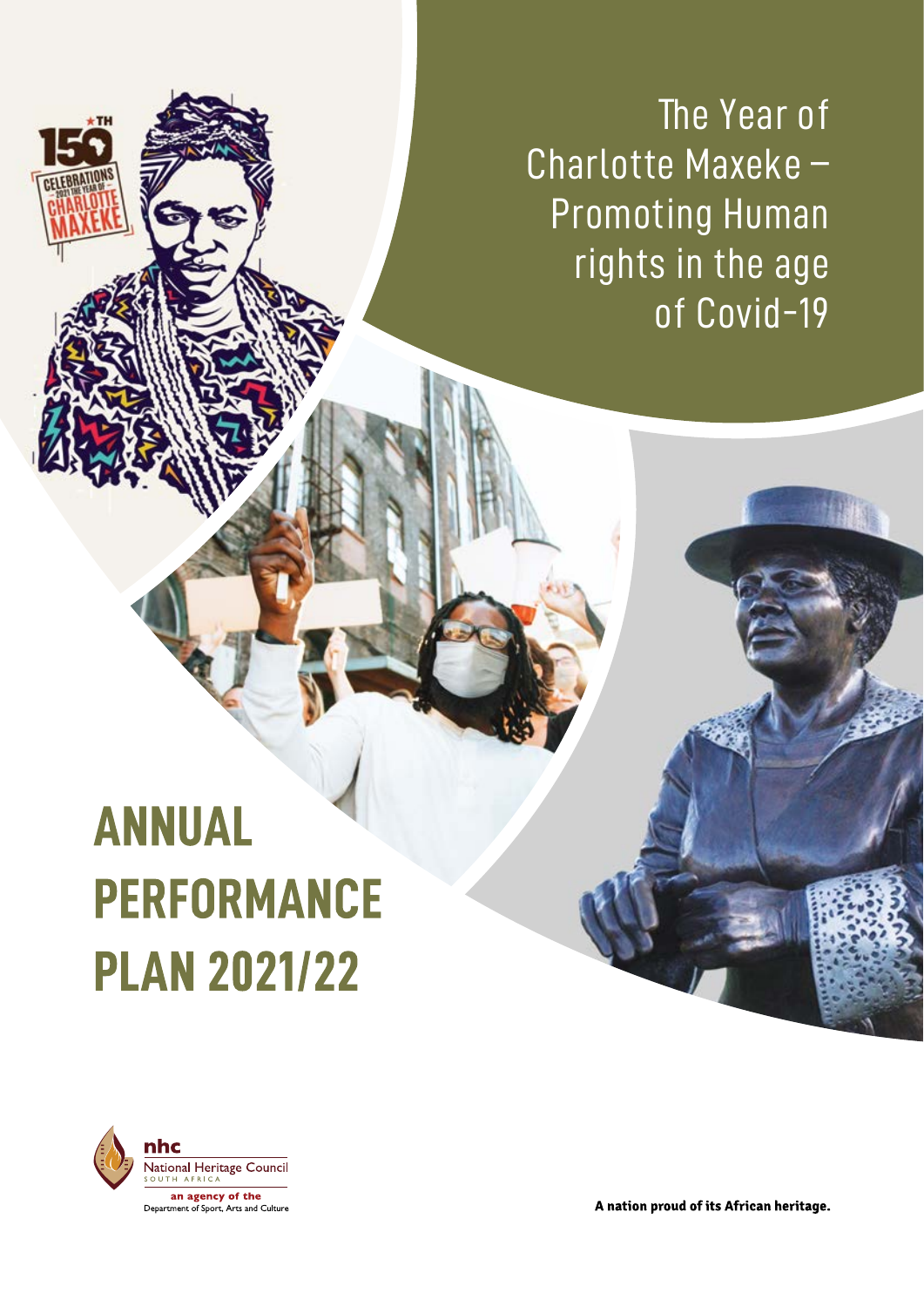The Year of Charlotte Maxeke – Promoting Human rights in the age of Covid-19

# ANNUAL PERFORMANCE PLAN 2021/22

nhc
National Heritage Council
SOUTH AFRICA
an agency of the
Department of Sport, Arts and Culture

A nation proud of its African heritage.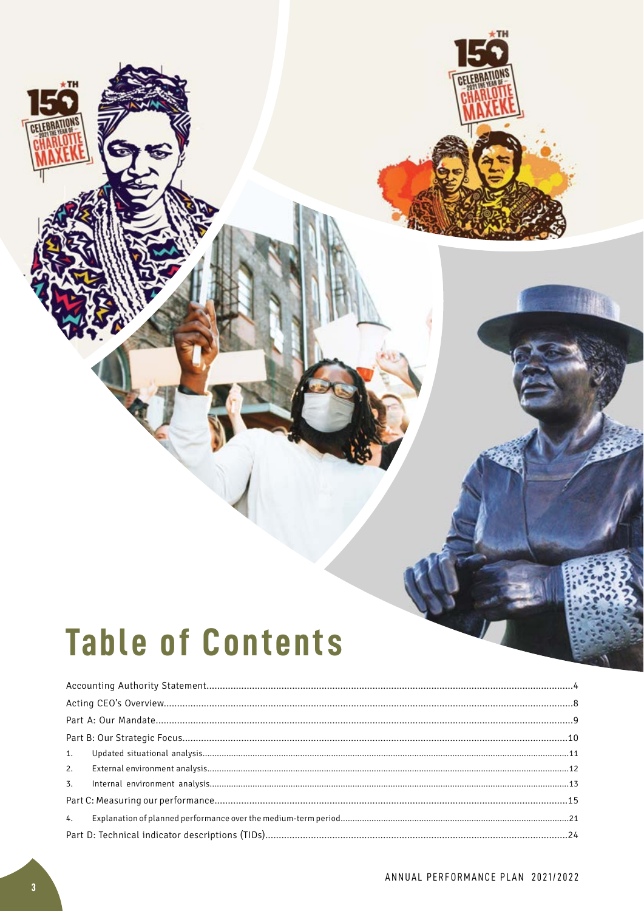# Table of Contents

Accounting Authority Statement....................................................................4

Acting CEO's Overview....................................................................8

Part A: Our Mandate....................................................................9

Part B: Our Strategic Focus....................................................................10

1. Updated situational analysis....................................................................11
2. External environment analysis....................................................................12
3. Internal environment analysis....................................................................13

Part C: Measuring our performance....................................................................15

4. Explanation of planned performance over the medium-term period....................................................................21

Part D: Technical indicator descriptions (TIDs)....................................................................24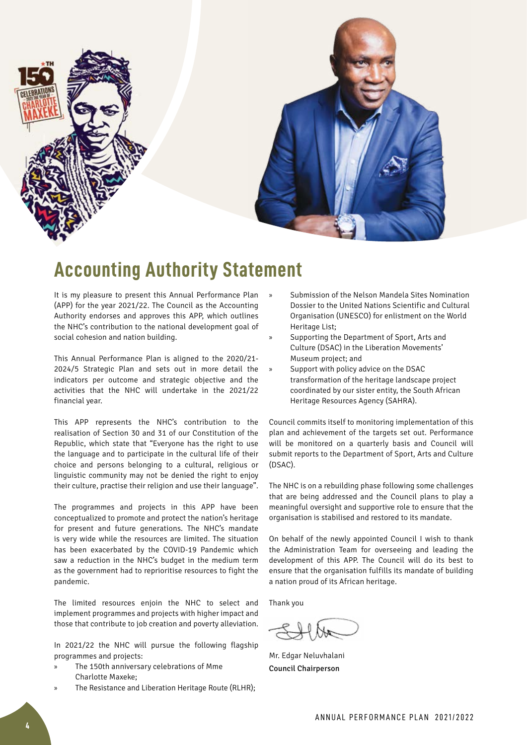# Accounting Authority Statement

It is my pleasure to present this Annual Performance Plan (APP) for the year 2021/22. The Council as the Accounting Authority endorses and approves this APP, which outlines the NHC's contribution to the national development goal of social cohesion and nation building.

This Annual Performance Plan is aligned to the 2020/21-2024/5 Strategic Plan and sets out in more detail the indicators per outcome and strategic objective and the activities that the NHC will undertake in the 2021/22 financial year.

This APP represents the NHC's contribution to the realisation of Section 30 and 31 of our Constitution of the Republic, which state that "Everyone has the right to use the language and to participate in the cultural life of their choice and persons belonging to a cultural, religious or linguistic community may not be denied the right to enjoy their culture, practise their religion and use their language".

The programmes and projects in this APP have been conceptualized to promote and protect the nation's heritage for present and future generations. The NHC's mandate is very wide while the resources are limited. The situation has been exacerbated by the COVID-19 Pandemic which saw a reduction in the NHC's budget in the medium term as the government had to reprioritise resources to fight the pandemic.

The limited resources enjoin the NHC to select and implement programmes and projects with higher impact and those that contribute to job creation and poverty alleviation.

In 2021/22 the NHC will pursue the following flagship programmes and projects:

- The 150th anniversary celebrations of Mme Charlotte Maxeke;
- The Resistance and Liberation Heritage Route (RLHR);
- Submission of the Nelson Mandela Sites Nomination Dossier to the United Nations Scientific and Cultural Organisation (UNESCO) for enlistment on the World Heritage List;
- Supporting the Department of Sport, Arts and Culture (DSAC) in the Liberation Movements' Museum project; and
- Support with policy advice on the DSAC transformation of the heritage landscape project coordinated by our sister entity, the South African Heritage Resources Agency (SAHRA).

Council commits itself to monitoring implementation of this plan and achievement of the targets set out. Performance will be monitored on a quarterly basis and Council will submit reports to the Department of Sport, Arts and Culture (DSAC).

The NHC is on a rebuilding phase following some challenges that are being addressed and the Council plans to play a meaningful oversight and supportive role to ensure that the organisation is stabilised and restored to its mandate.

On behalf of the newly appointed Council I wish to thank the Administration Team for overseeing and leading the development of this APP. The Council will do its best to ensure that the organisation fulfills its mandate of building a nation proud of its African heritage.

Thank you

Mr. Edgar Neluvhalani
**Council Chairperson**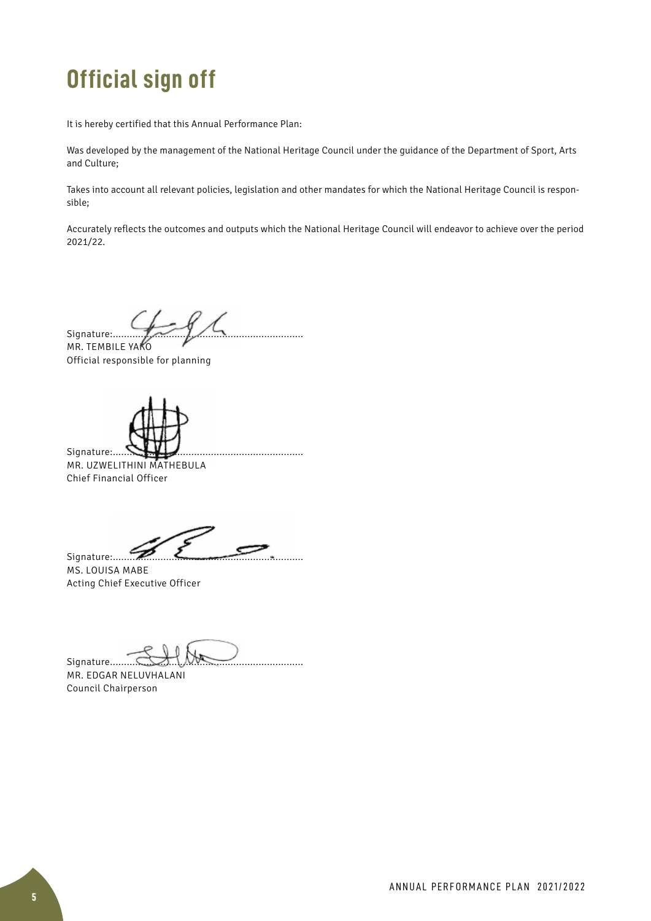# Official sign off

It is hereby certified that this Annual Performance Plan:

Was developed by the management of the National Heritage Council under the guidance of the Department of Sport, Arts and Culture;

Takes into account all relevant policies, legislation and other mandates for which the National Heritage Council is responsible;

Accurately reflects the outcomes and outputs which the National Heritage Council will endeavor to achieve over the period 2021/22.

Signature:..........................................................................
MR. TEMBILE YAKO
Official responsible for planning

Signature:..........................................................................
MR. UZWELITHINI MATHEBULA
Chief Financial Officer

Signature:..........................................................................
MS. LOUISA MABE
Acting Chief Executive Officer

Signature...........................................................................
MR. EDGAR NELUVHALANI
Council Chairperson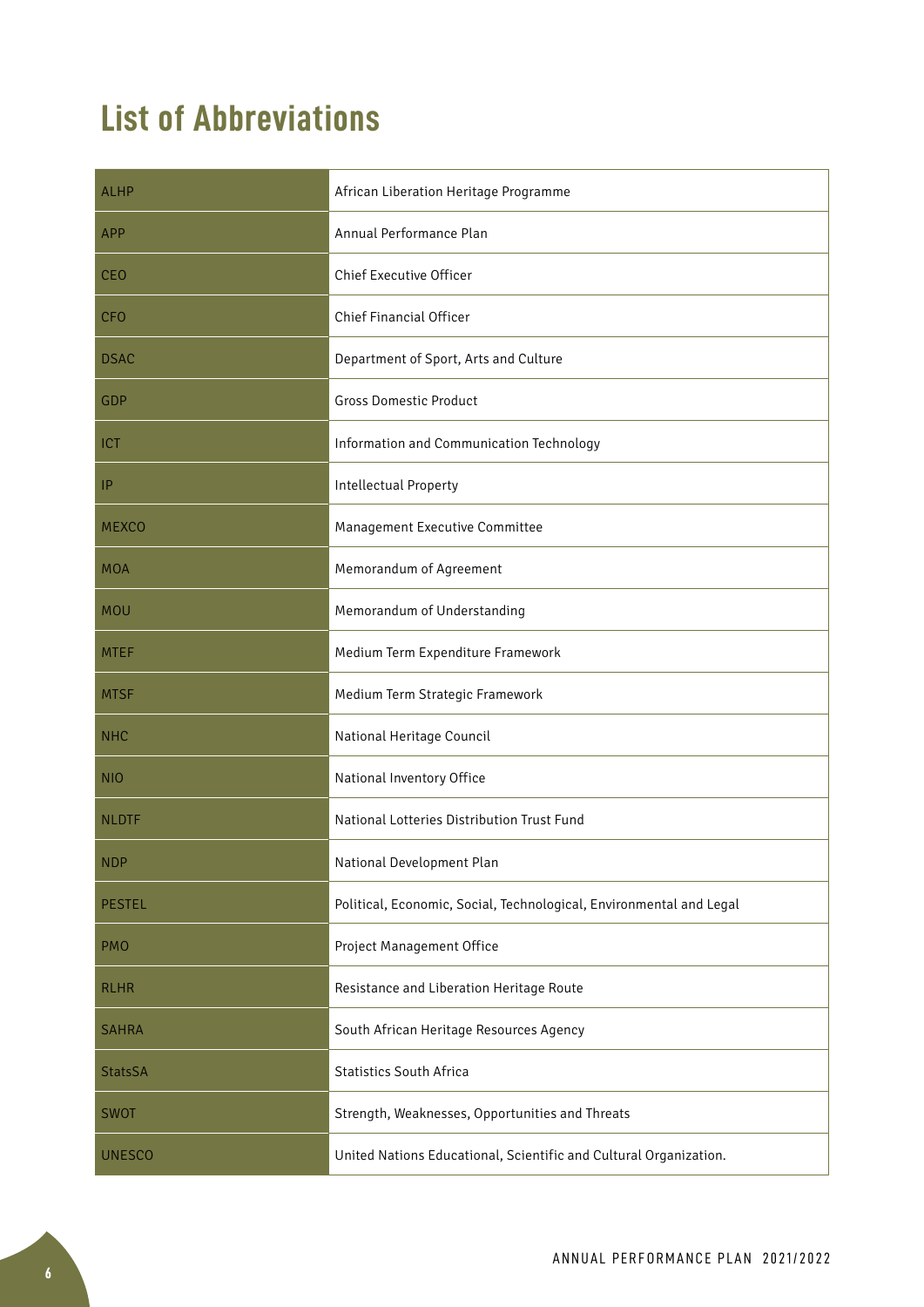# List of Abbreviations

| | |
|---|---|
| ALHP | African Liberation Heritage Programme |
| APP | Annual Performance Plan |
| CEO | Chief Executive Officer |
| CFO | Chief Financial Officer |
| DSAC | Department of Sport, Arts and Culture |
| GDP | Gross Domestic Product |
| ICT | Information and Communication Technology |
| IP | Intellectual Property |
| MEXCO | Management Executive Committee |
| MOA | Memorandum of Agreement |
| MOU | Memorandum of Understanding |
| MTEF | Medium Term Expenditure Framework |
| MTSF | Medium Term Strategic Framework |
| NHC | National Heritage Council |
| NIO | National Inventory Office |
| NLDTF | National Lotteries Distribution Trust Fund |
| NDP | National Development Plan |
| PESTEL | Political, Economic, Social, Technological, Environmental and Legal |
| PMO | Project Management Office |
| RLHR | Resistance and Liberation Heritage Route |
| SAHRA | South African Heritage Resources Agency |
| StatsSA | Statistics South Africa |
| SWOT | Strength, Weaknesses, Opportunities and Threats |
| UNESCO | United Nations Educational, Scientific and Cultural Organization. |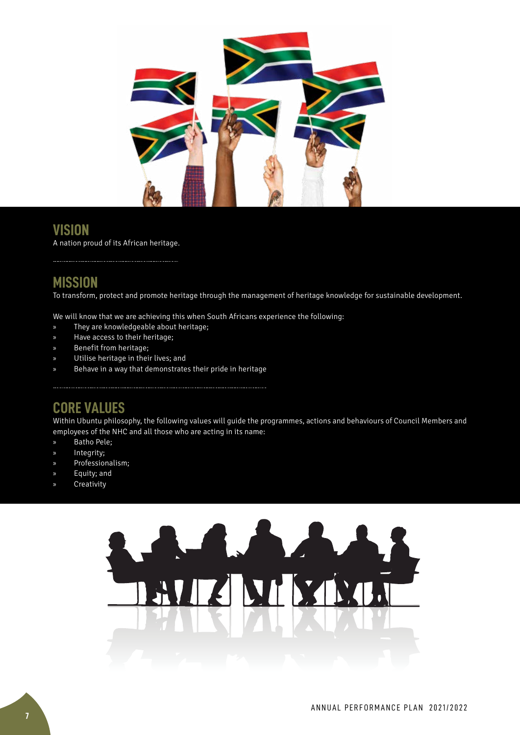## VISION

A nation proud of its African heritage.

## MISSION

To transform, protect and promote heritage through the management of heritage knowledge for sustainable development.

We will know that we are achieving this when South Africans experience the following:

- They are knowledgeable about heritage;
- Have access to their heritage;
- Benefit from heritage;
- Utilise heritage in their lives; and
- Behave in a way that demonstrates their pride in heritage

## CORE VALUES

Within Ubuntu philosophy, the following values will guide the programmes, actions and behaviours of Council Members and employees of the NHC and all those who are acting in its name:

- Batho Pele;
- Integrity;
- Professionalism;
- Equity; and
- Creativity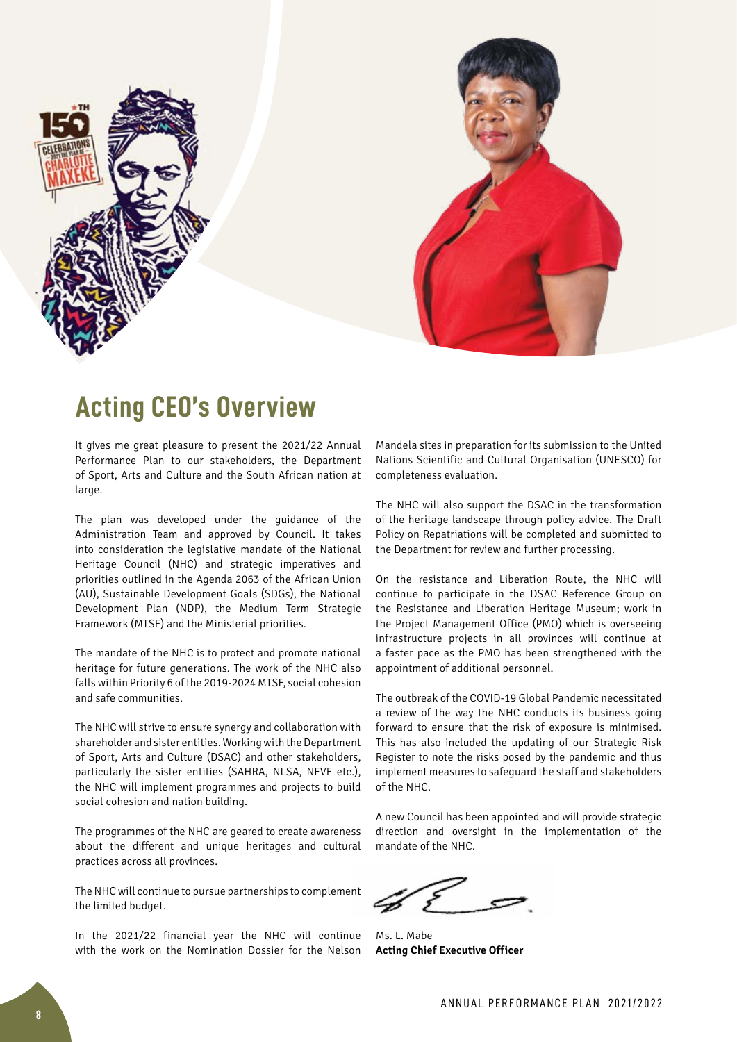## Acting CEO's Overview

It gives me great pleasure to present the 2021/22 Annual Performance Plan to our stakeholders, the Department of Sport, Arts and Culture and the South African nation at large.

The plan was developed under the guidance of the Administration Team and approved by Council. It takes into consideration the legislative mandate of the National Heritage Council (NHC) and strategic imperatives and priorities outlined in the Agenda 2063 of the African Union (AU), Sustainable Development Goals (SDGs), the National Development Plan (NDP), the Medium Term Strategic Framework (MTSF) and the Ministerial priorities.

The mandate of the NHC is to protect and promote national heritage for future generations. The work of the NHC also falls within Priority 6 of the 2019-2024 MTSF, social cohesion and safe communities.

The NHC will strive to ensure synergy and collaboration with shareholder and sister entities. Working with the Department of Sport, Arts and Culture (DSAC) and other stakeholders, particularly the sister entities (SAHRA, NLSA, NFVF etc.), the NHC will implement programmes and projects to build social cohesion and nation building.

The programmes of the NHC are geared to create awareness about the different and unique heritages and cultural practices across all provinces.

The NHC will continue to pursue partnerships to complement the limited budget.

In the 2021/22 financial year the NHC will continue with the work on the Nomination Dossier for the Nelson Mandela sites in preparation for its submission to the United Nations Scientific and Cultural Organisation (UNESCO) for completeness evaluation.

The NHC will also support the DSAC in the transformation of the heritage landscape through policy advice. The Draft Policy on Repatriations will be completed and submitted to the Department for review and further processing.

On the resistance and Liberation Route, the NHC will continue to participate in the DSAC Reference Group on the Resistance and Liberation Heritage Museum; work in the Project Management Office (PMO) which is overseeing infrastructure projects in all provinces will continue at a faster pace as the PMO has been strengthened with the appointment of additional personnel.

The outbreak of the COVID-19 Global Pandemic necessitated a review of the way the NHC conducts its business going forward to ensure that the risk of exposure is minimised. This has also included the updating of our Strategic Risk Register to note the risks posed by the pandemic and thus implement measures to safeguard the staff and stakeholders of the NHC.

A new Council has been appointed and will provide strategic direction and oversight in the implementation of the mandate of the NHC.

Ms. L. Mabe
**Acting Chief Executive Officer**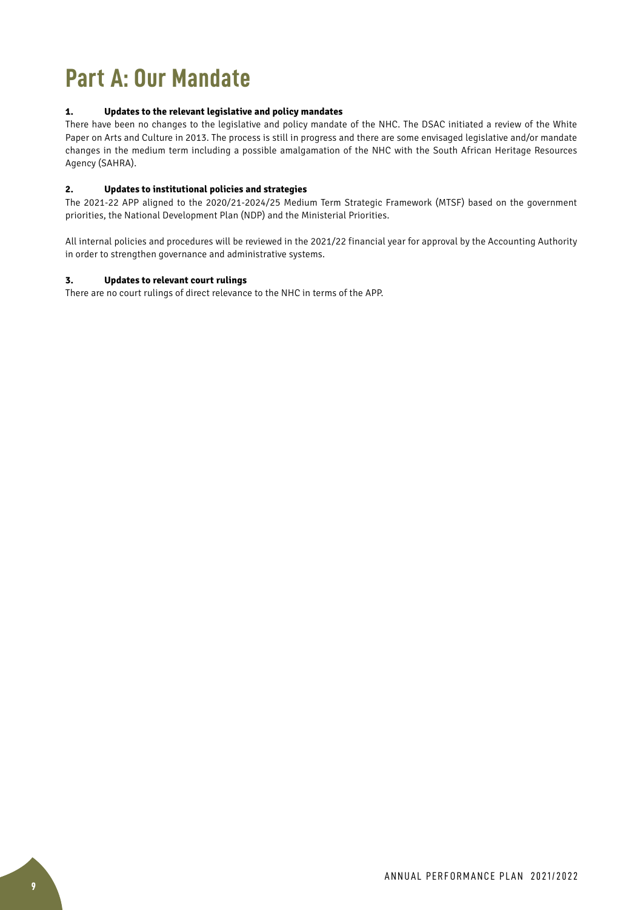# Part A: Our Mandate

### 1. Updates to the relevant legislative and policy mandates

There have been no changes to the legislative and policy mandate of the NHC. The DSAC initiated a review of the White Paper on Arts and Culture in 2013. The process is still in progress and there are some envisaged legislative and/or mandate changes in the medium term including a possible amalgamation of the NHC with the South African Heritage Resources Agency (SAHRA).

### 2. Updates to institutional policies and strategies

The 2021-22 APP aligned to the 2020/21-2024/25 Medium Term Strategic Framework (MTSF) based on the government priorities, the National Development Plan (NDP) and the Ministerial Priorities.

All internal policies and procedures will be reviewed in the 2021/22 financial year for approval by the Accounting Authority in order to strengthen governance and administrative systems.

### 3. Updates to relevant court rulings

There are no court rulings of direct relevance to the NHC in terms of the APP.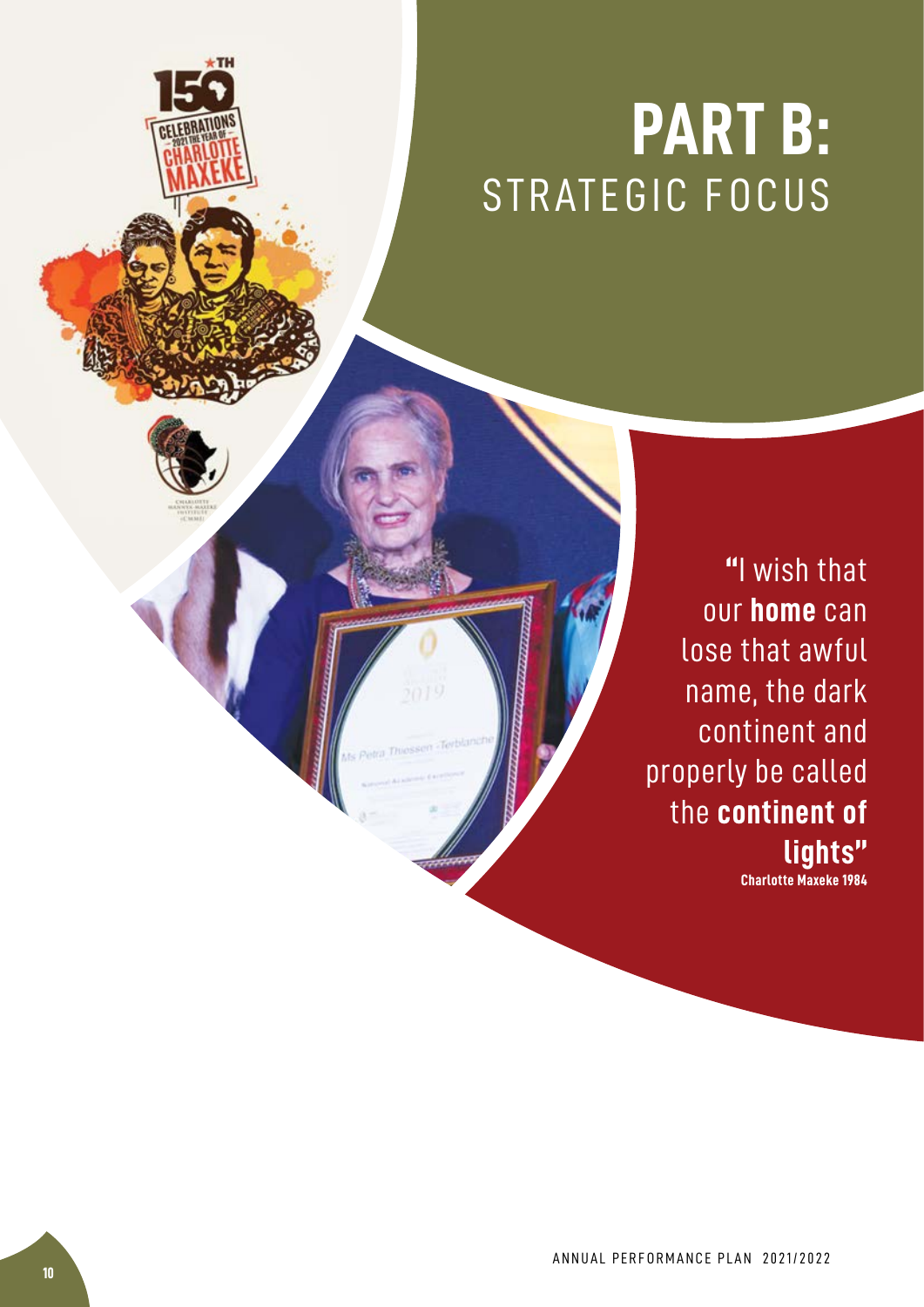# PART B:
## STRATEGIC FOCUS

"I wish that our **home** can lose that awful name, the dark continent and properly be called the **continent of lights"**

**Charlotte Maxeke 1984**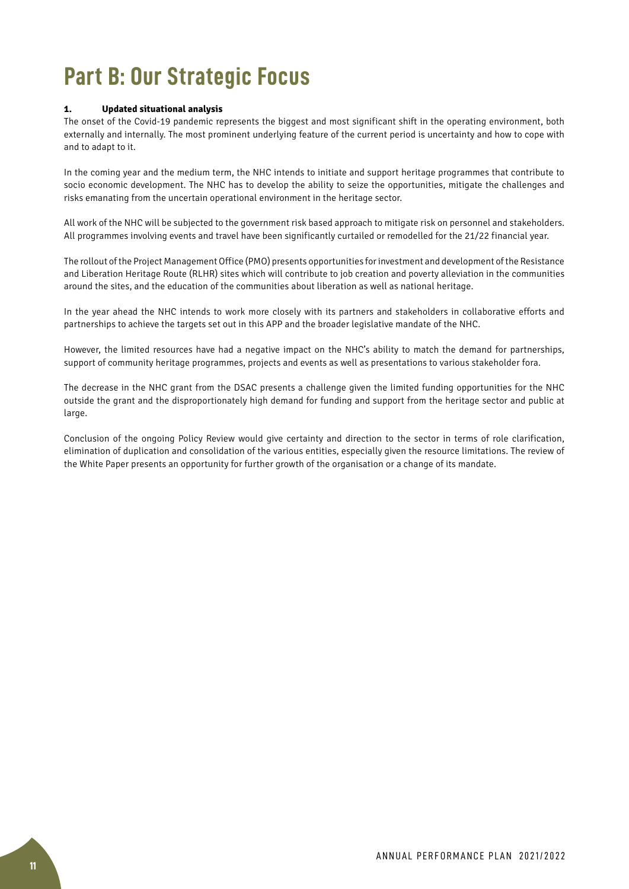# Part B: Our Strategic Focus

**1. Updated situational analysis**

The onset of the Covid-19 pandemic represents the biggest and most significant shift in the operating environment, both externally and internally. The most prominent underlying feature of the current period is uncertainty and how to cope with and to adapt to it.

In the coming year and the medium term, the NHC intends to initiate and support heritage programmes that contribute to socio economic development. The NHC has to develop the ability to seize the opportunities, mitigate the challenges and risks emanating from the uncertain operational environment in the heritage sector.

All work of the NHC will be subjected to the government risk based approach to mitigate risk on personnel and stakeholders. All programmes involving events and travel have been significantly curtailed or remodelled for the 21/22 financial year.

The rollout of the Project Management Office (PMO) presents opportunities for investment and development of the Resistance and Liberation Heritage Route (RLHR) sites which will contribute to job creation and poverty alleviation in the communities around the sites, and the education of the communities about liberation as well as national heritage.

In the year ahead the NHC intends to work more closely with its partners and stakeholders in collaborative efforts and partnerships to achieve the targets set out in this APP and the broader legislative mandate of the NHC.

However, the limited resources have had a negative impact on the NHC's ability to match the demand for partnerships, support of community heritage programmes, projects and events as well as presentations to various stakeholder fora.

The decrease in the NHC grant from the DSAC presents a challenge given the limited funding opportunities for the NHC outside the grant and the disproportionately high demand for funding and support from the heritage sector and public at large.

Conclusion of the ongoing Policy Review would give certainty and direction to the sector in terms of role clarification, elimination of duplication and consolidation of the various entities, especially given the resource limitations. The review of the White Paper presents an opportunity for further growth of the organisation or a change of its mandate.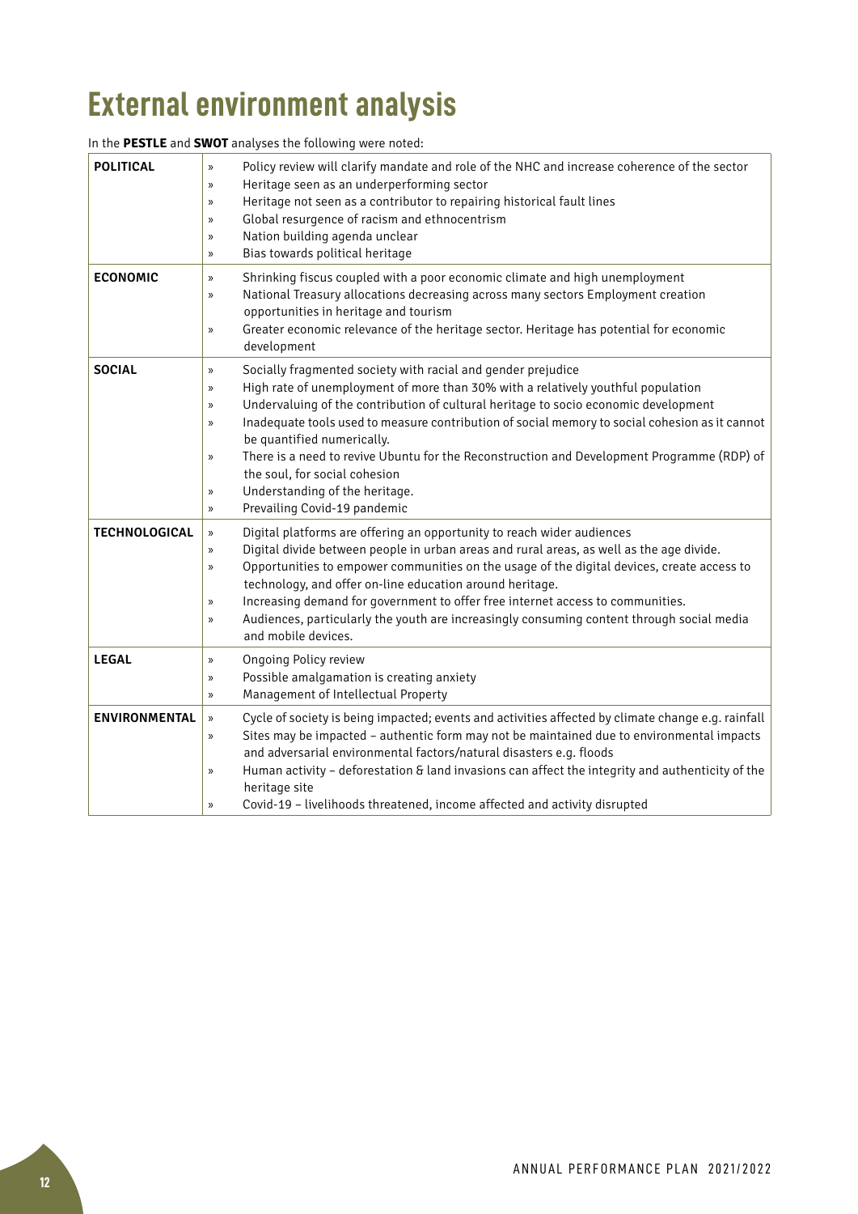# External environment analysis

In the **PESTLE** and **SWOT** analyses the following were noted:

| | |
|---|---|
| **POLITICAL** | » Policy review will clarify mandate and role of the NHC and increase coherence of the sector<br>» Heritage seen as an underperforming sector<br>» Heritage not seen as a contributor to repairing historical fault lines<br>» Global resurgence of racism and ethnocentrism<br>» Nation building agenda unclear<br>» Bias towards political heritage |
| **ECONOMIC** | » Shrinking fiscus coupled with a poor economic climate and high unemployment<br>» National Treasury allocations decreasing across many sectors Employment creation opportunities in heritage and tourism<br>» Greater economic relevance of the heritage sector. Heritage has potential for economic development |
| **SOCIAL** | » Socially fragmented society with racial and gender prejudice<br>» High rate of unemployment of more than 30% with a relatively youthful population<br>» Undervaluing of the contribution of cultural heritage to socio economic development<br>» Inadequate tools used to measure contribution of social memory to social cohesion as it cannot be quantified numerically.<br>» There is a need to revive Ubuntu for the Reconstruction and Development Programme (RDP) of the soul, for social cohesion<br>» Understanding of the heritage.<br>» Prevailing Covid-19 pandemic |
| **TECHNOLOGICAL** | » Digital platforms are offering an opportunity to reach wider audiences<br>» Digital divide between people in urban areas and rural areas, as well as the age divide.<br>» Opportunities to empower communities on the usage of the digital devices, create access to technology, and offer on-line education around heritage.<br>» Increasing demand for government to offer free internet access to communities.<br>» Audiences, particularly the youth are increasingly consuming content through social media and mobile devices. |
| **LEGAL** | » Ongoing Policy review<br>» Possible amalgamation is creating anxiety<br>» Management of Intellectual Property |
| **ENVIRONMENTAL** | » Cycle of society is being impacted; events and activities affected by climate change e.g. rainfall<br>» Sites may be impacted – authentic form may not be maintained due to environmental impacts and adversarial environmental factors/natural disasters e.g. floods<br>» Human activity – deforestation & land invasions can affect the integrity and authenticity of the heritage site<br>» Covid-19 – livelihoods threatened, income affected and activity disrupted |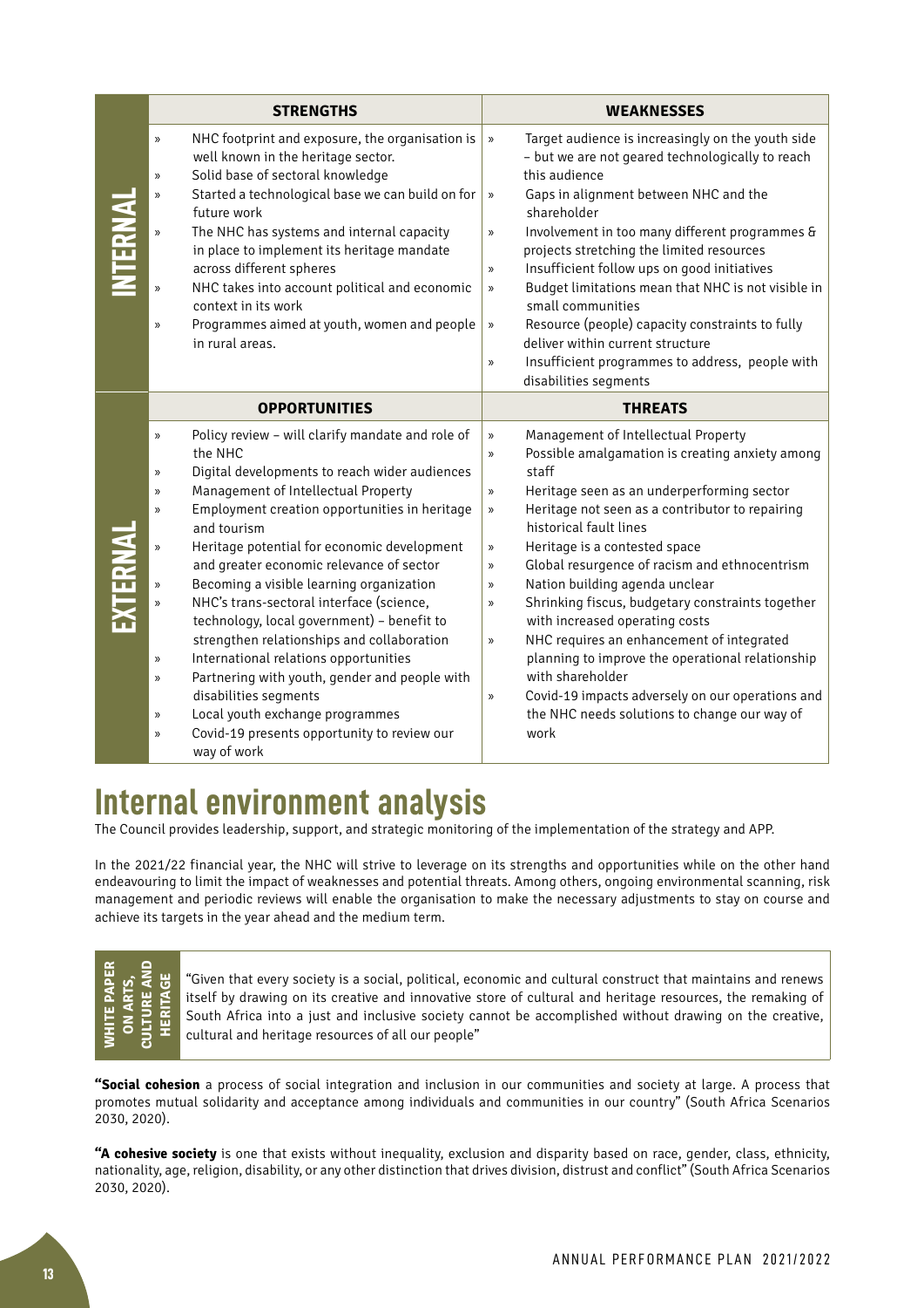| | STRENGTHS | WEAKNESSES |
|---|---|---|
| **INTERNAL** | » NHC footprint and exposure, the organisation is well known in the heritage sector.<br>» Solid base of sectoral knowledge<br>» Started a technological base we can build on for future work<br>» The NHC has systems and internal capacity in place to implement its heritage mandate across different spheres<br>» NHC takes into account political and economic context in its work<br>» Programmes aimed at youth, women and people in rural areas. | » Target audience is increasingly on the youth side – but we are not geared technologically to reach this audience<br>» Gaps in alignment between NHC and the shareholder<br>» Involvement in too many different programmes & projects stretching the limited resources<br>» Insufficient follow ups on good initiatives<br>» Budget limitations mean that NHC is not visible in small communities<br>» Resource (people) capacity constraints to fully deliver within current structure<br>» Insufficient programmes to address, people with disabilities segments |
| | **OPPORTUNITIES** | **THREATS** |
| **EXTERNAL** | » Policy review – will clarify mandate and role of the NHC<br>» Digital developments to reach wider audiences<br>» Management of Intellectual Property<br>» Employment creation opportunities in heritage and tourism<br>» Heritage potential for economic development and greater economic relevance of sector<br>» Becoming a visible learning organization<br>» NHC's trans-sectoral interface (science, technology, local government) – benefit to strengthen relationships and collaboration<br>» International relations opportunities<br>» Partnering with youth, gender and people with disabilities segments<br>» Local youth exchange programmes<br>» Covid-19 presents opportunity to review our way of work | » Management of Intellectual Property<br>» Possible amalgamation is creating anxiety among staff<br>» Heritage seen as an underperforming sector<br>» Heritage not seen as a contributor to repairing historical fault lines<br>» Heritage is a contested space<br>» Global resurgence of racism and ethnocentrism<br>» Nation building agenda unclear<br>» Shrinking fiscus, budgetary constraints together with increased operating costs<br>» NHC requires an enhancement of integrated planning to improve the operational relationship with shareholder<br>» Covid-19 impacts adversely on our operations and the NHC needs solutions to change our way of work |

# Internal environment analysis

The Council provides leadership, support, and strategic monitoring of the implementation of the strategy and APP.

In the 2021/22 financial year, the NHC will strive to leverage on its strengths and opportunities while on the other hand endeavouring to limit the impact of weaknesses and potential threats. Among others, ongoing environmental scanning, risk management and periodic reviews will enable the organisation to make the necessary adjustments to stay on course and achieve its targets in the year ahead and the medium term.

> **WHITE PAPER ON ARTS, CULTURE AND HERITAGE**
>
> "Given that every society is a social, political, economic and cultural construct that maintains and renews itself by drawing on its creative and innovative store of cultural and heritage resources, the remaking of South Africa into a just and inclusive society cannot be accomplished without drawing on the creative, cultural and heritage resources of all our people"

**"Social cohesion** a process of social integration and inclusion in our communities and society at large. A process that promotes mutual solidarity and acceptance among individuals and communities in our country" (South Africa Scenarios 2030, 2020).

**"A cohesive society** is one that exists without inequality, exclusion and disparity based on race, gender, class, ethnicity, nationality, age, religion, disability, or any other distinction that drives division, distrust and conflict" (South Africa Scenarios 2030, 2020).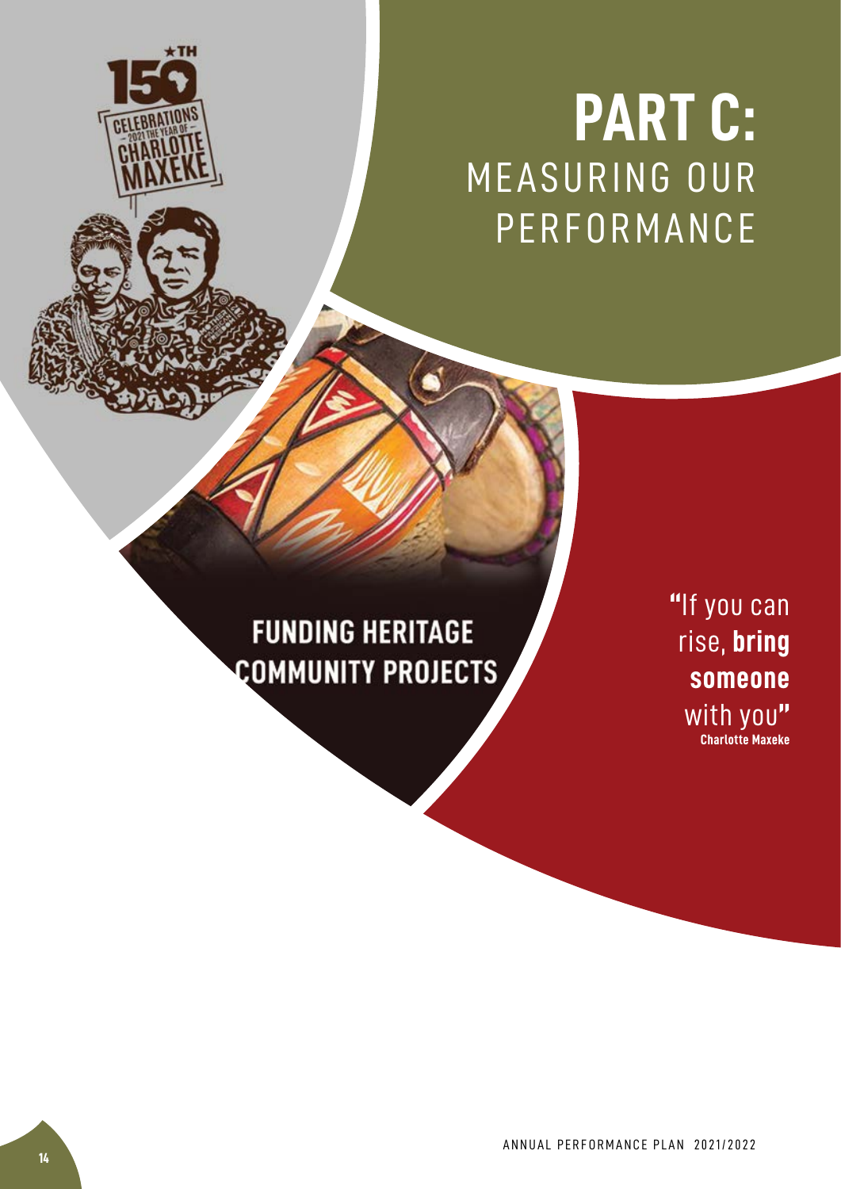# PART C: MEASURING OUR PERFORMANCE

## FUNDING HERITAGE COMMUNITY PROJECTS

"If you can rise, **bring someone** with you"
**Charlotte Maxeke**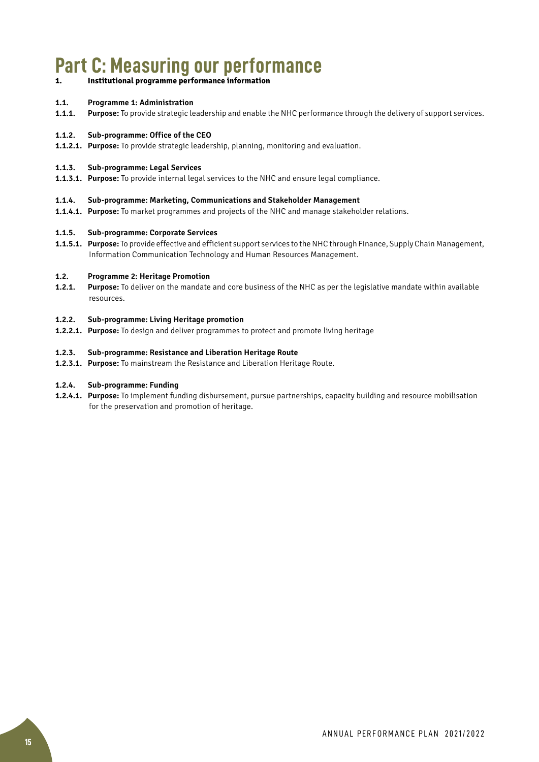# Part C: Measuring our performance

## 1. Institutional programme performance information

### 1.1. Programme 1: Administration

**1.1.1. Purpose:** To provide strategic leadership and enable the NHC performance through the delivery of support services.

#### 1.1.2. Sub-programme: Office of the CEO

**1.1.2.1. Purpose:** To provide strategic leadership, planning, monitoring and evaluation.

#### 1.1.3. Sub-programme: Legal Services

**1.1.3.1. Purpose:** To provide internal legal services to the NHC and ensure legal compliance.

#### 1.1.4. Sub-programme: Marketing, Communications and Stakeholder Management

**1.1.4.1. Purpose:** To market programmes and projects of the NHC and manage stakeholder relations.

#### 1.1.5. Sub-programme: Corporate Services

**1.1.5.1. Purpose:** To provide effective and efficient support services to the NHC through Finance, Supply Chain Management, Information Communication Technology and Human Resources Management.

### 1.2. Programme 2: Heritage Promotion

**1.2.1. Purpose:** To deliver on the mandate and core business of the NHC as per the legislative mandate within available resources.

#### 1.2.2. Sub-programme: Living Heritage promotion

**1.2.2.1. Purpose:** To design and deliver programmes to protect and promote living heritage

#### 1.2.3. Sub-programme: Resistance and Liberation Heritage Route

**1.2.3.1. Purpose:** To mainstream the Resistance and Liberation Heritage Route.

#### 1.2.4. Sub-programme: Funding

**1.2.4.1. Purpose:** To implement funding disbursement, pursue partnerships, capacity building and resource mobilisation for the preservation and promotion of heritage.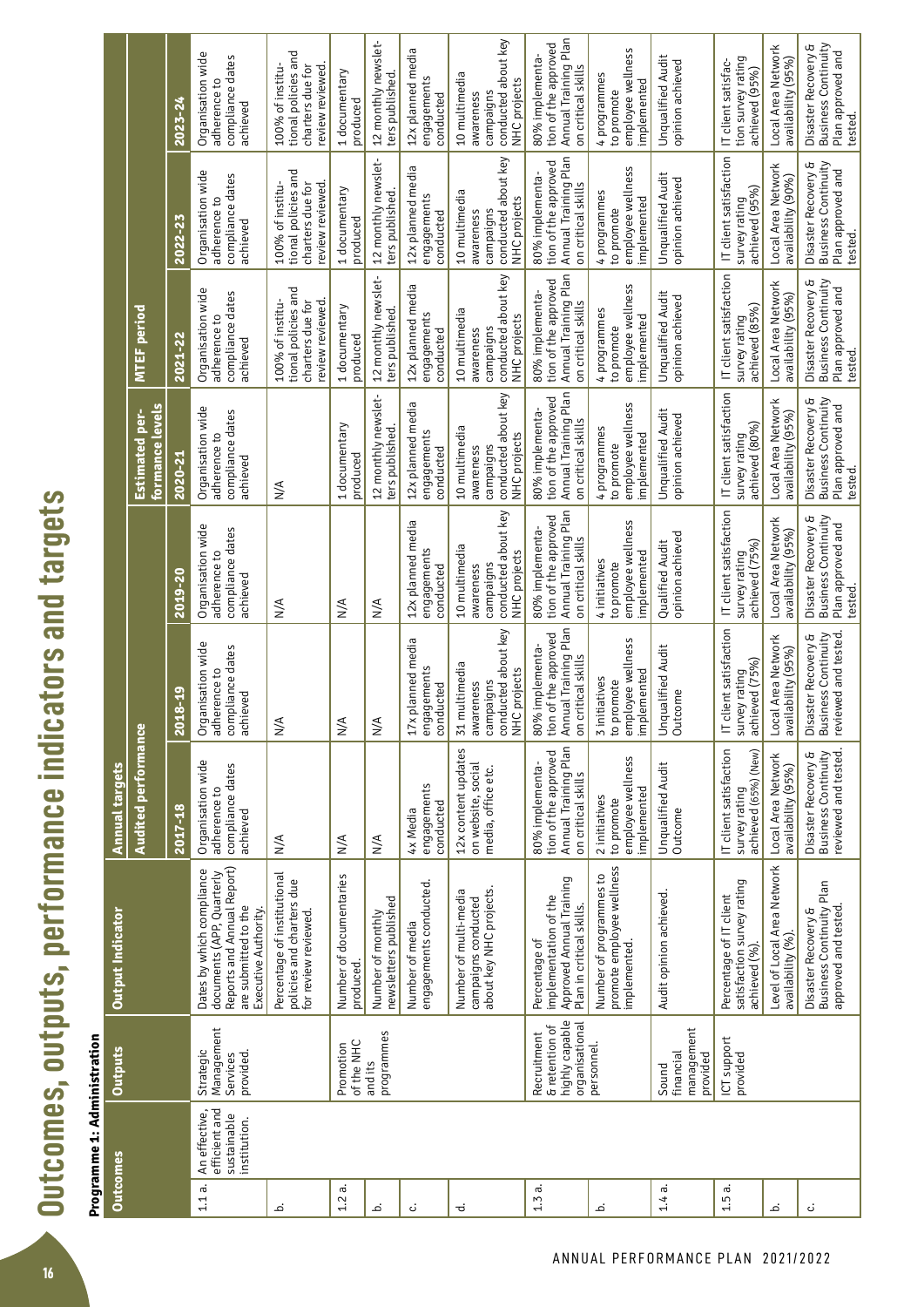# Outcomes, outputs, performance indicators and targets

**Programme 1: Administration**

| Outcomes | | Outputs | Output Indicator | Annual targets | | | | | | |
|---|---|---|---|---|---|---|---|---|---|---|
| | | | | Audited performance | | | Estimated performance levels | MTEF period | | |
| | | | | 2017-18 | 2018-19 | 2019-20 | 2020-21 | 2021-22 | 2022-23 | 2023-24 |
| 1.1 a. | An effective, efficient and sustainable institution. | Strategic Management Services provided. | Dates by which compliance documents (APP, Quarterly Reports and Annual Report) are submitted to the Executive Authority. | Organisation wide adherence to compliance dates achieved | Organisation wide adherence to compliance dates achieved | Organisation wide adherence to compliance dates achieved | Organisation wide adherence to compliance dates achieved | Organisation wide adherence to compliance dates achieved | Organisation wide adherence to compliance dates achieved | Organisation wide adherence to compliance dates achieved |
| b. | | | Percentage of institutional policies and charters due for review reviewed. | N/A | N/A | N/A | N/A | 100% of institutional policies and charters due for review reviewed. | 100% of institutional policies and charters due for review reviewed. | 100% of institutional policies and charters review reviewed. |
| 1.2 a. | | Promotion of the NHC and its programmes | Number of documentaries produced. | N/A | N/A | N/A | 1 documentary produced | 1 documentary produced | 1 documentary produced | 1 documentary produced |
| b. | | | Number of monthly newsletters published | N/A | N/A | N/A | 12 monthly newsletters published. | 12 monthly newsletters published. | 12 monthly newsletters published. | 12 monthly newsletters published. |
| c. | | | Number of media engagements conducted. | 4x Media engagements conducted | 17x planned media engagements conducted | 12x planned media engagements conducted | 12x planned media engagements conducted | 12x planned media engagements conducted | 12x planned media engagements conducted | 12x planned media engagements conducted |
| d. | | | Number of multi-media campaigns conducted about key NHC projects. | 12x content updates on website, social media, office etc. | 31 multimedia awareness campaigns conducted about key NHC projects | 10 multimedia awareness campaigns conducted about key NHC projects | 10 multimedia awareness campaigns conducted about key NHC projects | 10 multimedia awareness campaigns conducted about key NHC projects | 10 multimedia awareness campaigns conducted about key NHC projects | 10 multimedia awareness campaigns conducted about key NHC projects |
| 1.3 a. | | Recruitment & retention of highly capable organisational personnel. | Percentage of implementation of the Approved Annual Training Plan in critical skills. | 80% implementation of the approved Annual Training Plan on critical skills | 80% implementation of the approved Annual Training Plan on critical skills | 80% implementation of the approved Annual Training Plan on critical skills | 80% implementation of the approved Annual Training Plan on critical skills | 80% implementation of the approved Annual Training Plan on critical skills | 80% implementation of the approved Annual Training Plan on critical skills | 80% implementation of the approved Annual Training Plan on critical skills |
| b. | | | Number of programmes to promote employee wellness implemented. | 2 initiatives to promote employee wellness implemented | 3 initiatives to promote employee wellness implemented | 4 initiatives to promote employee wellness implemented | 4 programmes to promote employee wellness implemented | 4 programmes to promote employee wellness implemented | 4 programmes to promote employee wellness implemented | 4 programmes to promote employee wellness implemented |
| 1.4 a. | | Sound financial management provided | Audit opinion achieved. | Unqualified Audit Outcome | Unqualified Audit Outcome | Qualified Audit opinion achieved | Unqualified Audit opinion achieved | Unqualified Audit opinion achieved | Unqualified Audit opinion achieved | Unqualified Audit opinion achieved |
| 1.5 a. | | ICT support provided | Percentage of IT client satisfaction survey rating achieved (%). | IT client satisfaction survey rating achieved (65%) (New) | IT client satisfaction survey rating achieved (75%) | IT client satisfaction survey rating achieved (75%) | IT client satisfaction survey rating achieved (80%) | IT client satisfaction survey rating achieved (85%) | IT client satisfaction survey rating achieved (95%) | IT client satisfaction survey rating achieved (95%) |
| b. | | | Level of Local Area Network availability (%). | Local Area Network availability (95%) | Local Area Network availability (95%) | Local Area Network availability (95%) | Local Area Network availability (95%) | Local Area Network availability (95%) | Local Area Network availability (90%) | Local Area Network availability (95%) |
| c. | | | Disaster Recovery & Business Continuity Plan approved and tested. | Disaster Recovery & Business Continuity reviewed and tested. | Disaster Recovery & Business Continuity reviewed and tested. | Disaster Recovery & Business Continuity Plan approved and tested. | Disaster Recovery & Business Continuity Plan approved and tested. | Disaster Recovery & Business Continuity Plan approved and tested. | Disaster Recovery & Business Continuity Plan approved and tested. | Disaster Recovery & Business Continuity Plan approved and tested. |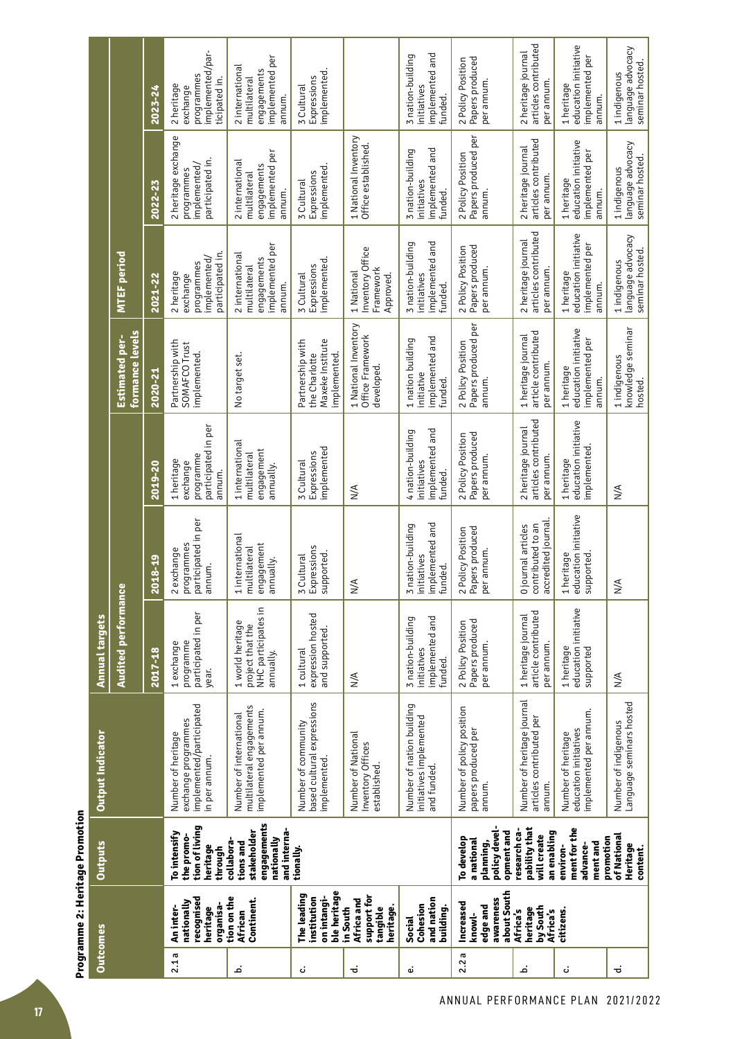**Programme 2: Heritage Promotion**

| Outcomes | | Outputs | Output Indicator | Annual targets | | | | | | |
|---|---|---|---|---|---|---|---|---|---|---|
| | | | | Audited performance | | | Estimated performance levels | MTEF period | | |
| | | | | 2017-18 | 2018-19 | 2019-20 | 2020-21 | 2021-22 | 2022-23 | 2023-24 |
| 2.1 a | An internationally recognised heritage organisation on the African Continent. | To intensify the promotion of living heritage through collaborations and stakeholder engagements nationally and internationally. | Number of heritage exchange programmes implemented/participated in per annum. | 1 exchange programme participated in per year. | 2 exchange programmes participated in per annum. | 1 heritage exchange programme participated in per annum. | Partnership with SOMAFCO Trust implemented. | 2 heritage exchange programmes implemented/ participated in. | 2 heritage exchange programmes implemented/ participated in. | 2 heritage exchange programmes implemented/participated in. |
| b. | | | Number of international multilateral engagements implemented per annum. | 1 world heritage project that the NHC participates in annually. | 1 international multilateral engagement annually. | 1 international multilateral engagement annually. | No target set. | 2 international multilateral engagements implemented per annum. | 2 international multilateral engagements implemented per annum. | 2 international multilateral engagements implemented per annum. |
| c. | The leading institution on intangible heritage in South Africa and support for tangible heritage. | | Number of community based cultural expressions implemented. | 1 cultural expression hosted and supported. | 3 Cultural Expressions supported. | 3 Cultural Expressions implemented | Partnership with the Charlotte Maxeke Institute implemented. | 3 Cultural Expressions implemented. | 3 Cultural Expressions implemented. | 3 Cultural Expressions implemented. |
| d. | | | Number of National Inventory Offices established. | N/A | N/A | N/A | 1 National Inventory Office Framework developed. | 1 National Inventory Office Framework Approved. | 1 National Inventory Office established. | |
| e. | Social Cohesion and nation building. | | Number of nation building initiatives implemented and funded. | 3 nation-building initiatives implemented and funded. | 3 nation-building initiatives implemented and funded. | 4 nation-building initiatives implemented and funded. | 1 nation building initiative implemented and funded. | 3 nation-building initiatives implemented and funded. | 3 nation-building initiatives implemented and funded. | 3 nation-building initiatives implemented and funded. |
| 2.2 a | Increased knowledge and awareness about South Africa's heritage by South Africa's citizens. | To develop a national planning, policy development and research capability that will create an enabling environment for the advancement and promotion of National Heritage content. | Number of policy position papers produced per annum. | 2 Policy Position Papers produced per annum. | 2 Policy Position Papers produced per annum. | 2 Policy Position Papers produced per annum. | 2 Policy Position Papers produced per annum. | 2 Policy Position Papers produced per annum. | 2 Policy Position Papers produced per annum. | 2 Policy Position Papers produced per annum. |
| b. | | | Number of heritage journal articles contributed per annum. | 1 heritage journal article contributed per annum. | 0 journal articles contributed to an accredited journal. | 2 heritage journal articles contributed per annum. | 1 heritage journal article contributed per annum. | 2 heritage journal articles contributed per annum. | 2 heritage journal articles contributed per annum. | 2 heritage journal articles contributed per annum. |
| c. | | | Number of heritage education initiatives implemented per annum. | 1 heritage education initiative supported | 1 heritage education initiative supported. | 1 heritage education initiative implemented. | 1 heritage education initiative implemented per annum. | 1 heritage education initiative implemented per annum. | 1 heritage education initiative implemented per annum. | 1 heritage education initiative implemented per annum. |
| d. | | | Number of indigenous Language seminars hosted | N/A | N/A | N/A | 1 indigenous knowledge seminar hosted. | 1 indigenous language advocacy seminar hosted. | 1 indigenous language advocacy seminar hosted. | 1 indigenous language advocacy seminar hosted. |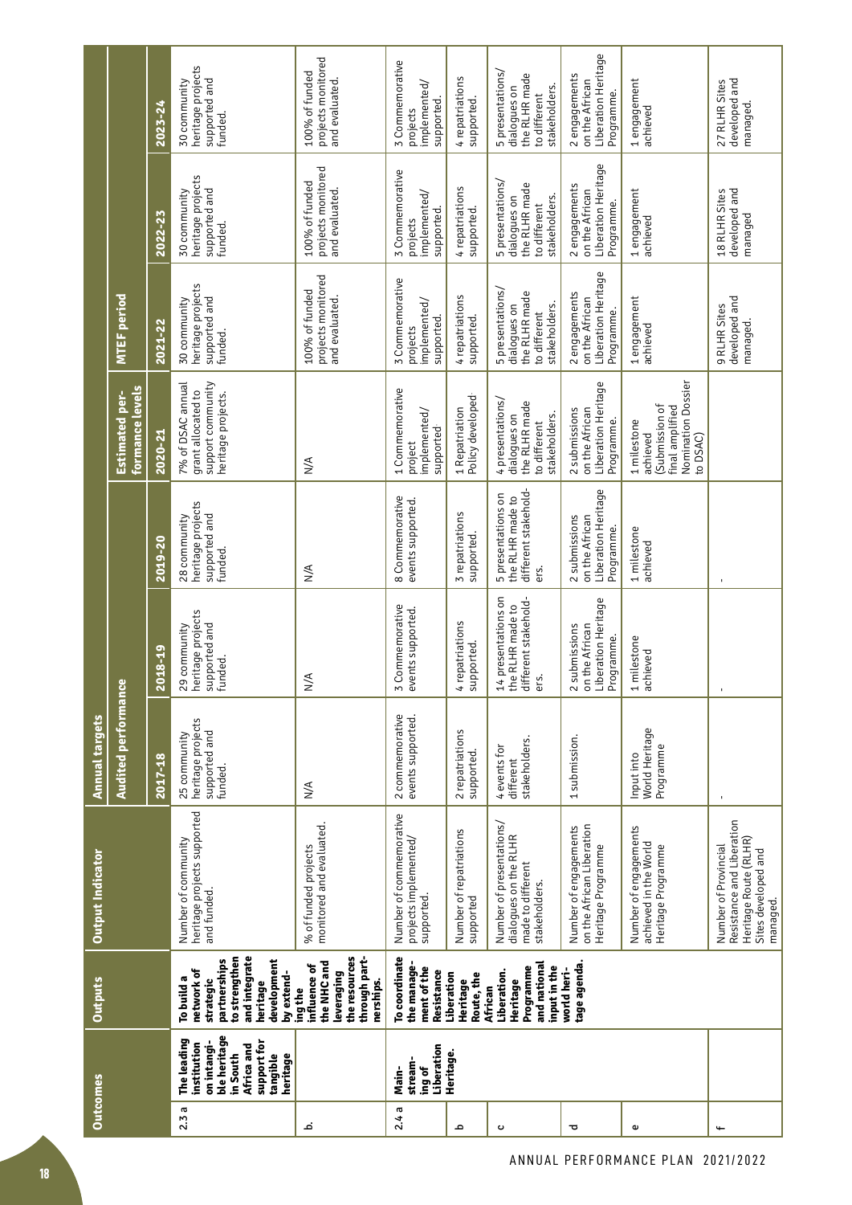| Outcomes | | Outputs | Output Indicator | Annual targets | | | | | | |
|---|---|---|---|---|---|---|---|---|---|---|
| | | | | Audited performance | | | Estimated performance levels | MTEF period | | |
| | | | | 2017-18 | 2018-19 | 2019-20 | 2020-21 | 2021-22 | 2022-23 | 2023-24 |
| 2.3 | The leading institution on intangible heritage in South Africa and support for tangible heritage | a To build a network of strategic partnerships to strengthen and integrate heritage development by extending the | Number of community heritage projects supported and funded. | 25 community heritage projects supported and funded. | 29 community heritage projects supported and funded. | 28 community heritage projects supported and funded. | 7% of DSAC annual grant allocated to support community heritage projects. | 30 community heritage projects supported and funded. | 30 community heritage projects supported and funded. | 30 community heritage projects supported and funded. |
| | | b. influence of the NHC and leveraging the resources through partnerships. | % of funded projects monitored and evaluated. | N/A | N/A | N/A | N/A | 100% of funded projects monitored and evaluated. | 100% of funded projects monitored and evaluated. | 100% of funded projects monitored and evaluated. |
| 2.4 | Mainstreaming of Liberation Heritage. | a To coordinate the management of the Resistance Liberation Heritage Route, the African Liberation. Heritage Programme and national input in the world heritage agenda. | Number of commemorative projects implemented/ supported. | 2 commemorative events supported. | 3 Commemorative events supported. | 8 Commemorative events supported. | 1 Commemorative project implemented/ supported | 3 Commemorative projects implemented/ supported. | 3 Commemorative projects implemented/ supported. | 3 Commemorative projects implemented/ supported. |
| | | b | Number of repatriations supported | 2 repatriations supported. | 4 repatriations supported. | 3 repatriations supported. | 1 Repatriation Policy developed | 4 repatriations supported. | 4 repatriations supported. | 4 repatriations supported. |
| | | c | Number of presentations/ dialogues on the RLHR made to different stakeholders. | 4 events for different stakeholders. | 14 presentations on the RLHR made to different stakeholders. | 5 presentations on the RLHR made to different stakeholders. | 4 presentations/ dialogues on the RLHR made to different stakeholders. | 5 presentations/ dialogues on the RLHR made to different stakeholders. | 5 presentations/ dialogues on the RLHR made to different stakeholders. | 5 presentations/ dialogues on the RLHR made to different stakeholders. |
| | | d | Number of engagements on the African Liberation Heritage Programme | 1 submission. | 2 submissions on the African Liberation Heritage Programme. | 2 submissions on the African Liberation Heritage Programme. | 2 submissions on the African Liberation Heritage Programme. | 2 engagements on the African Liberation Heritage Programme. | 2 engagements on the African Liberation Heritage Programme. | 2 engagements on the African Liberation Heritage Programme. |
| | | e | Number of engagements achieved in the World Heritage Programme | Input into World Heritage Programme | 1 milestone achieved | 1 milestone achieved | 1 milestone achieved (Submission of final amplified Nomination Dossier to DSAC) | 1 engagement achieved | 1 engagement achieved | 1 engagement achieved |
| | | f | Number of Provincial Resistance and Liberation Heritage Route (RLHR) Sites developed and managed. | - | - | - | | 9 RLHR Sites developed and managed. | 18 RLHR Sites developed and managed | 27 RLHR Sites developed and managed. |

ANNUAL PERFORMANCE PLAN 2021/2022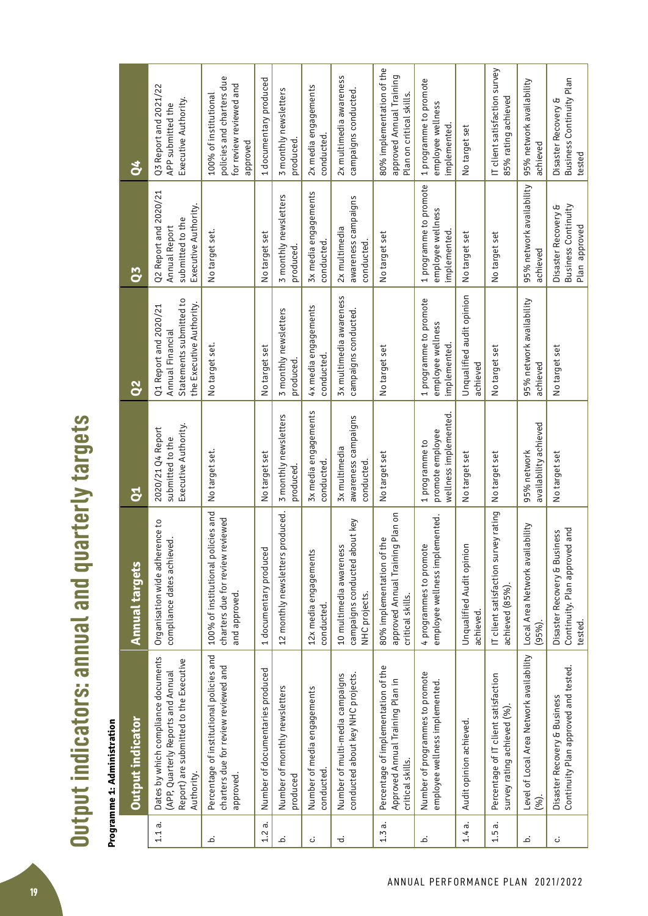# Output indicators: annual and quarterly targets

**Programme 1: Administration**

| | Output indicator | Annual targets | Q1 | Q2 | Q3 | Q4 |
|---|---|---|---|---|---|---|
| 1.1 a. | Dates by which compliance documents (APP, Quarterly Reports and Annual Report) are submitted to the Executive Authority. | Organisation wide adherence to compliance dates achieved. | 2020/21 Q4 Report submitted to the Executive Authority. | Q1 Report and 2020/21 Annual Financial Statements submitted to the Executive Authority. | Q2 Report and 2020/21 Annual Report submitted to the Executive Authority. | Q3 Report and 2021/22 APP submitted the Executive Authority. |
| b. | Percentage of institutional policies and charters due for review reviewed and approved. | 100% of institutional policies and charters due for review reviewed and approved. | No target set. | No target set. | No target set. | 100% of institutional policies and charters due for review reviewed and approved |
| 1.2 a. | Number of documentaries produced | 1 documentary produced | No target set | No target set | No target set | 1 documentary produced |
| b. | Number of monthly newsletters produced | 12 monthly newsletters produced. | 3 monthly newsletters produced. | 3 monthly newsletters produced. | 3 monthly newsletters produced. | 3 monthly newsletters produced. |
| c. | Number of media engagements conducted. | 12x media engagements conducted. | 3x media engagements conducted. | 4x media engagements conducted. | 3x media engagements conducted. | 2x media engagements conducted. |
| d. | Number of multi-media campaigns conducted about key NHC projects. | 10 multimedia awareness campaigns conducted about key NHC projects. | 3x multimedia awareness campaigns conducted. | 3x multimedia awareness campaigns conducted. | 2x multimedia awareness campaigns conducted. | 2x multimedia awareness campaigns conducted. |
| 1.3 a. | Percentage of implementation of the Approved Annual Training Plan in critical skills. | 80% implementation of the approved Annual Training Plan on critical skills. | No target set | No target set | No target set | 80% implementation of the approved Annual Training Plan on critical skills. |
| b. | Number of programmes to promote employee wellness implemented. | 4 programmes to promote employee wellness implemented. | 1 programme to promote employee wellness implemented. | 1 programme to promote employee wellness implemented. | 1 programme to promote employee wellness implemented. | 1 programme to promote employee wellness implemented. |
| 1.4 a. | Audit opinion achieved. | Unqualified Audit opinion achieved. | No target set | Unqualified audit opinion achieved | No target set | No target set |
| 1.5 a. | Percentage of IT client satisfaction survey rating achieved (%). | IT client satisfaction survey rating achieved (85%). | No target set | No target set | No target set | IT client satisfaction survey 85% rating achieved |
| b. | Level of Local Area Network availability (%). | Local Area Network availability (95%). | 95% network availability achieved | 95% network availability achieved | 95% network availability achieved | 95% network availability achieved |
| c. | Disaster Recovery & Business Continuity Plan approved and tested. | Disaster Recovery & Business Continuity. Plan approved and tested. | No target set | No target set | Disaster Recovery & Business Continuity Plan approved | Disaster Recovery & Business Continuity Plan tested |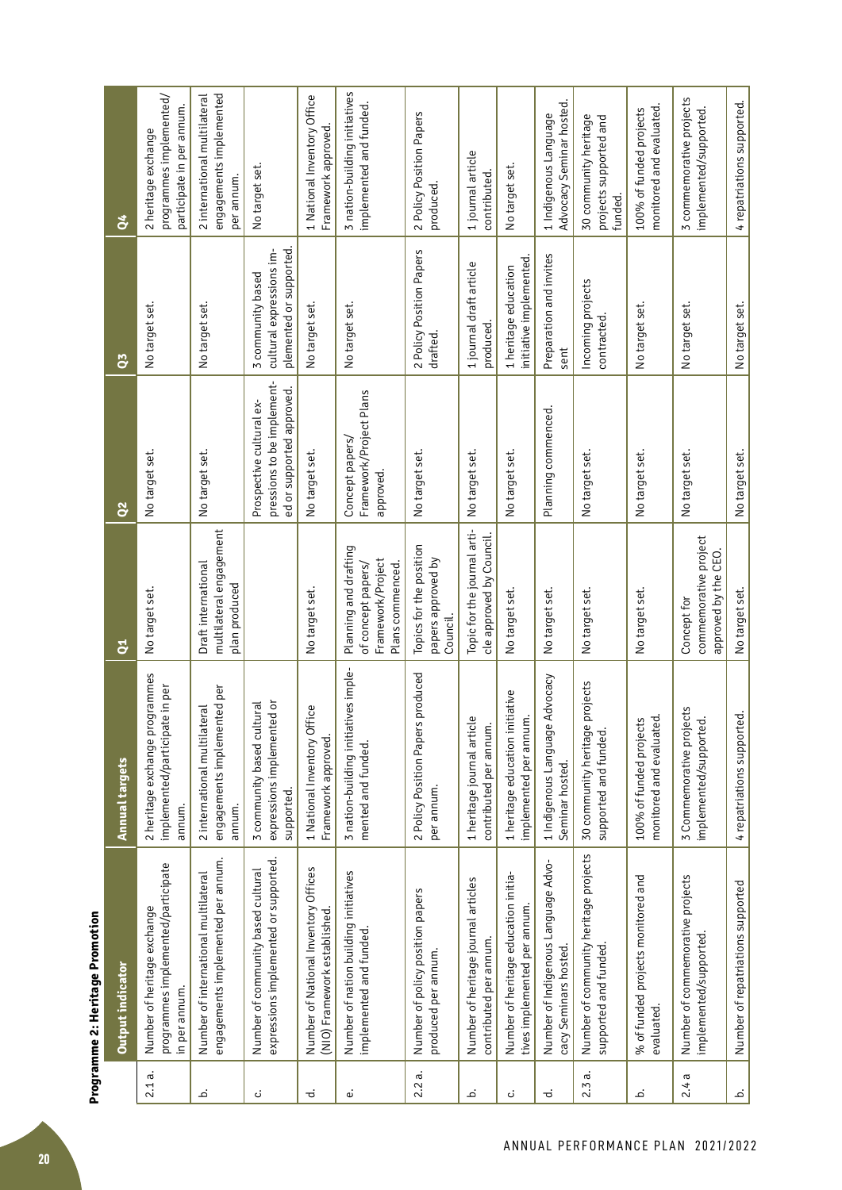**Programme 2: Heritage Promotion**

| | Output indicator | Annual targets | Q1 | Q2 | Q3 | Q4 |
|---|---|---|---|---|---|---|
| 2.1 a. | Number of heritage exchange programmes implemented/participate in per annum. | 2 heritage exchange programmes implemented/participate in per annum. | No target set. | No target set. | No target set. | 2 heritage exchange programmes implemented/ participate in per annum. |
| b. | Number of international multilateral engagements implemented per annum. | 2 international multilateral engagements implemented per annum. | Draft international multilateral engagement plan produced | No target set. | No target set. | 2 international multilateral engagements implemented per annum. |
| c. | Number of community based cultural expressions implemented or supported. | 3 community based cultural expressions implemented or supported. | | Prospective cultural expressions to be implemented or supported approved. | 3 community based cultural expressions implemented or supported. | No target set. |
| d. | Number of National Inventory Offices (NIO) Framework established. | 1 National Inventory Office Framework approved. | No target set. | No target set. | No target set. | 1 National Inventory Office Framework approved. |
| e. | Number of nation building initiatives implemented and funded. | 3 nation-building initiatives implemented and funded. | Planning and drafting of concept papers/ Framework/Project Plans commenced. | Concept papers/ Framework/Project Plans approved. | No target set. | 3 nation-building initiatives implemented and funded. |
| 2.2 a. | Number of policy position papers produced per annum. | 2 Policy Position Papers produced per annum. | Topics for the position papers approved by Council. | No target set. | 2 Policy Position Papers drafted. | 2 Policy Position Papers produced. |
| b. | Number of heritage journal articles contributed per annum. | 1 heritage journal article contributed per annum. | Topic for the journal article approved by Council. | No target set. | 1 journal draft article produced. | 1 journal article contributed. |
| c. | Number of heritage education initiatives implemented per annum. | 1 heritage education initiative implemented per annum. | No target set. | No target set. | 1 heritage education initiative implemented. | No target set. |
| d. | Number of Indigenous Language Advocacy Seminars hosted. | 1 Indigenous Language Advocacy Seminar hosted. | No target set. | Planning commenced. | Preparation and invites sent | 1 Indigenous Language Advocacy Seminar hosted. |
| 2.3 a. | Number of community heritage projects supported and funded. | 30 community heritage projects supported and funded. | No target set. | No target set. | Incoming projects contracted. | 30 community heritage projects supported and funded. |
| b. | % of funded projects monitored and evaluated. | 100% of funded projects monitored and evaluated. | No target set. | No target set. | No target set. | 100% of funded projects monitored and evaluated. |
| 2.4 a | Number of commemorative projects implemented/supported. | 3 Commemorative projects implemented/supported. | Concept for commemorative project approved by the CEO. | No target set. | No target set. | 3 commemorative projects implemented/supported. |
| b. | Number of repatriations supported | 4 repatriations supported. | No target set. | No target set. | No target set. | 4 repatriations supported. |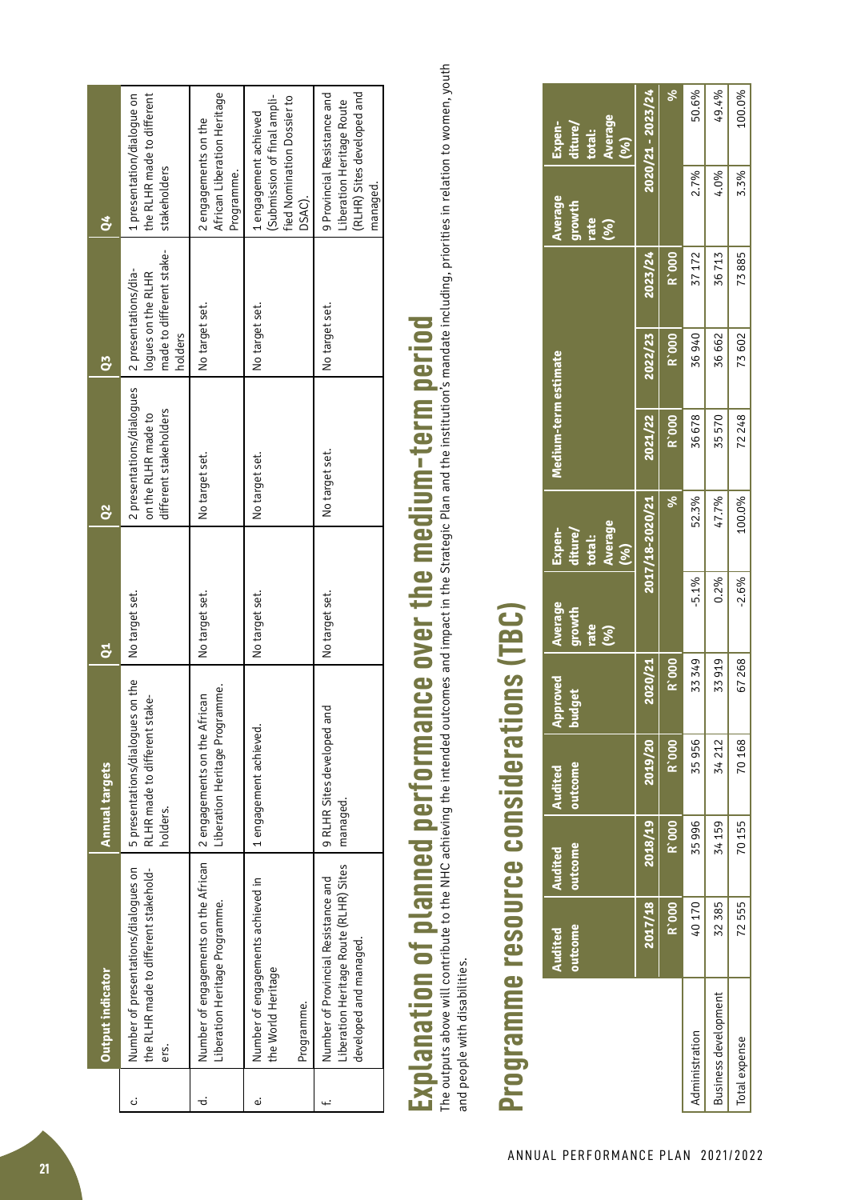| | Output indicator | Annual targets | Q1 | Q2 | Q3 | Q4 |
|---|---|---|---|---|---|---|
| c. | Number of presentations/dialogues on the RLHR made to different stakeholders. | 5 presentations/dialogues on the RLHR made to different stakeholders. | No target set. | 2 presentations/dialogues on the RLHR made to different stakeholders | 2 presentations/dialogues on the RLHR made to different stakeholders | 1 presentation/dialogue on the RLHR made to different stakeholders |
| d. | Number of engagements on the African Liberation Heritage Programme. | 2 engagements on the African Liberation Heritage Programme. | No target set. | No target set. | No target set. | 2 engagements on the African Liberation Heritage Programme. |
| e. | Number of engagements achieved in the World Heritage<br><br>Programme. | 1 engagement achieved. | No target set. | No target set. | No target set. | 1 engagement achieved (Submission of final amplified Nomination Dossier to DSAC). |
| f. | Number of Provincial Resistance and Liberation Heritage Route (RLHR) Sites developed and managed. | 9 RLHR Sites developed and managed. | No target set. | No target set. | No target set. | 9 Provincial Resistance and Liberation Heritage Route (RLHR) Sites developed and managed. |

# Explanation of planned performance over the medium-term period

The outputs above will contribute to the NHC achieving the intended outcomes and impact in the Strategic Plan and the institution's mandate including, priorities in relation to women, youth and people with disabilities.

# Programme resource considerations (TBC)

| | Audited outcome | Audited outcome | Audited outcome | Approved budget | Average growth rate (%) | Expenditure/ total: Average (%) | Medium-term estimate | | | Average growth rate (%) | Expenditure/ total: Average (%) |
|---|---|---|---|---|---|---|---|---|---|---|---|
| | 2017/18 | 2018/19 | 2019/20 | 2020/21 | 2017/18-2020/21 | | 2021/22 | 2022/23 | 2023/24 | 2020/21 - 2023/24 | |
| | R`000 | R`000 | R`000 | R`000 | | % | R`000 | R`000 | R`000 | | % |
| Administration | 40 170 | 35 996 | 35 956 | 33 349 | -5.1% | 52.3% | 36 678 | 36 940 | 37 172 | 2.7% | 50.6% |
| Business development | 32 385 | 34 159 | 34 212 | 33 919 | 0.2% | 47.7% | 35 570 | 36 662 | 36 713 | 4.0% | 49.4% |
| Total expense | 72 555 | 70 155 | 70 168 | 67 268 | -2.6% | 100.0% | 72 248 | 73 602 | 73 885 | 3.3% | 100.0% |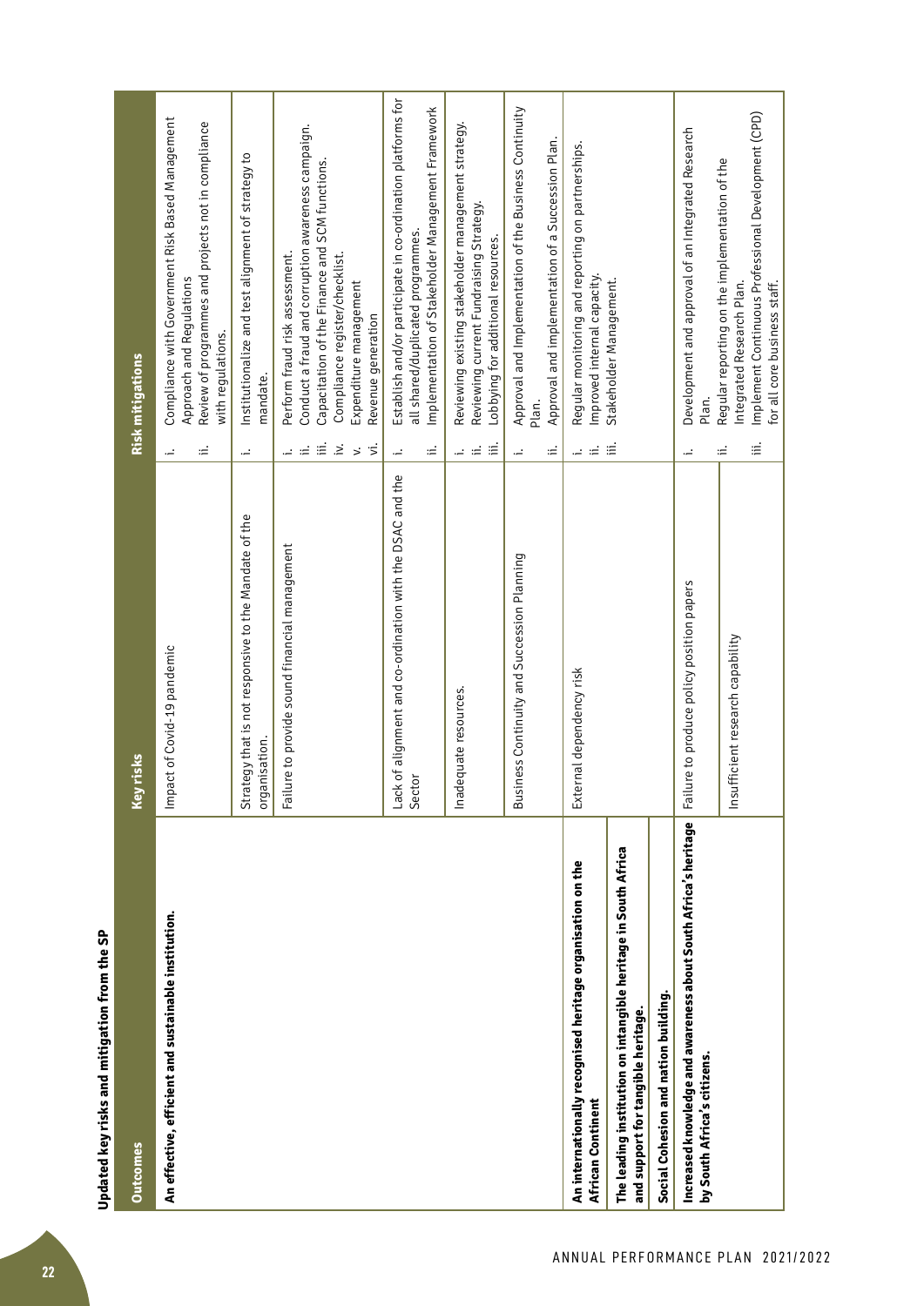**Updated key risks and mitigation from the SP**

| Outcomes | Key risks | Risk mitigations |
|---|---|---|
| **An effective, efficient and sustainable institution.** | Impact of Covid-19 pandemic | i. Compliance with Government Risk Based Management Approach and Regulations<br>ii. Review of programmes and projects not in compliance with regulations. |
| | Strategy that is not responsive to the Mandate of the organisation. | i. Institutionalize and test alignment of strategy to mandate. |
| | Failure to provide sound financial management | i. Perform fraud risk assessment.<br>ii. Conduct a fraud and corruption awareness campaign.<br>iii. Capacitation of the Finance and SCM functions.<br>iv. Compliance register/checklist.<br>v. Expenditure management<br>vi. Revenue generation |
| | Lack of alignment and co-ordination with the DSAC and the Sector | i. Establish and/or participate in co-ordination platforms for all shared/duplicated programmes.<br>ii. Implementation of Stakeholder Management Framework |
| | Inadequate resources. | i. Reviewing existing stakeholder management strategy.<br>ii. Reviewing current Fundraising Strategy.<br>iii. Lobbying for additional resources. |
| | Business Continuity and Succession Planning | i. Approval and Implementation of the Business Continuity Plan.<br>ii. Approval and implementation of a Succession Plan. |
| **An internationally recognised heritage organisation on the African Continent**<br>**The leading institution on intangible heritage in South Africa and support for tangible heritage.**<br>**Social Cohesion and nation building.** | External dependency risk | i. Regular monitoring and reporting on partnerships.<br>ii. Improved internal capacity.<br>iii. Stakeholder Management. |
| **Increased knowledge and awareness about South Africa's heritage by South Africa's citizens.** | Failure to produce policy position papers | i. Development and approval of an Integrated Research Plan. |
| | Insufficient research capability | ii. Regular reporting on the implementation of the Integrated Research Plan.<br>iii. Implement Continuous Professional Development (CPD) for all core business staff. |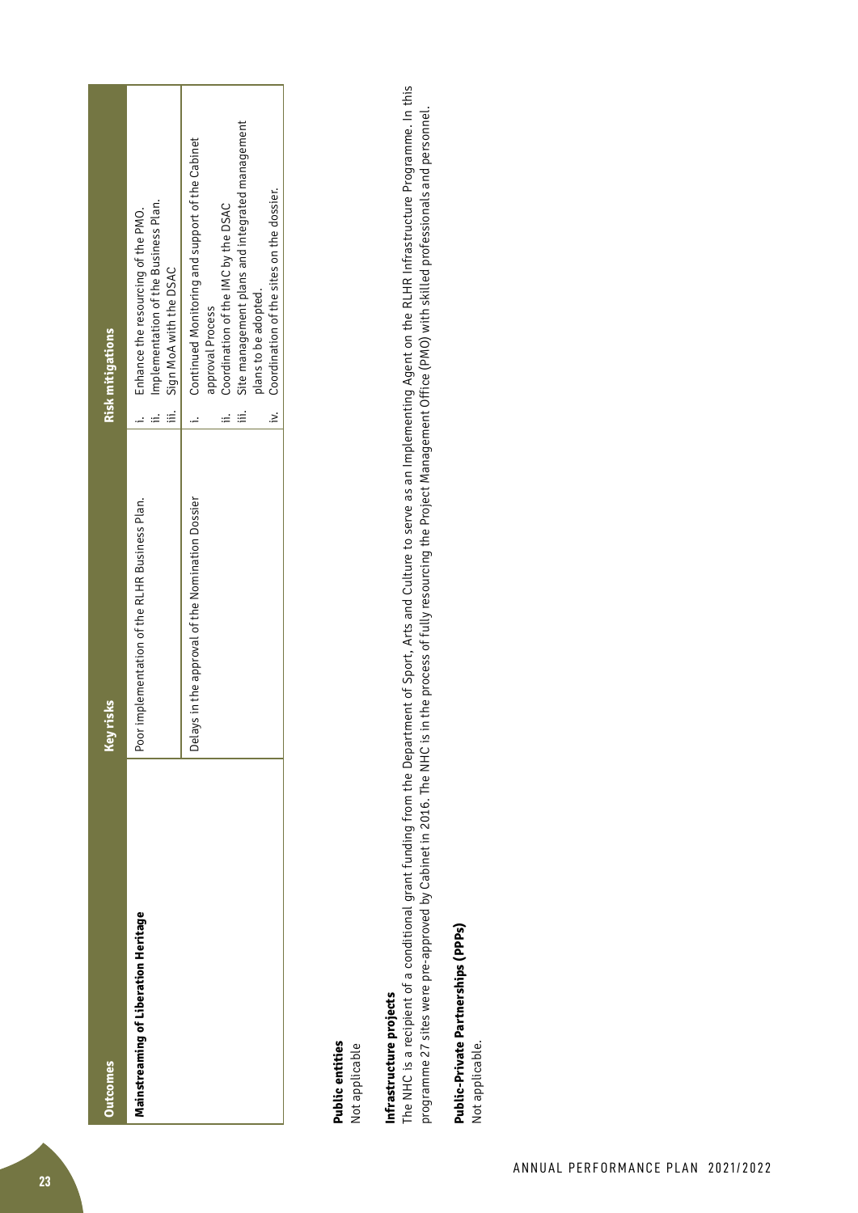| Outcomes | Key risks | Risk mitigations |
|---|---|---|
| Mainstreaming of Liberation Heritage | Poor implementation of the RLHR Business Plan. | i. Enhance the resourcing of the PMO.<br>ii. Implementation of the Business Plan.<br>iii. Sign MoA with the DSAC |
| | Delays in the approval of the Nomination Dossier | i. Continued Monitoring and support of the Cabinet approval Process<br>ii. Coordination of the IMC by the DSAC<br>iii. Site management plans and integrated management plans to be adopted.<br>iv. Coordination of the sites on the dossier. |

**Public entities**

Not applicable

**Infrastructure projects**

The NHC is a recipient of a conditional grant funding from the Department of Sport, Arts and Culture to serve as an Implementing Agent on the RLHR Infrastructure Programme. In this programme 27 sites were pre-approved by Cabinet in 2016. The NHC is in the process of fully resourcing the Project Management Office (PMO) with skilled professionals and personnel.

**Public-Private Partnerships (PPPs)**

Not applicable.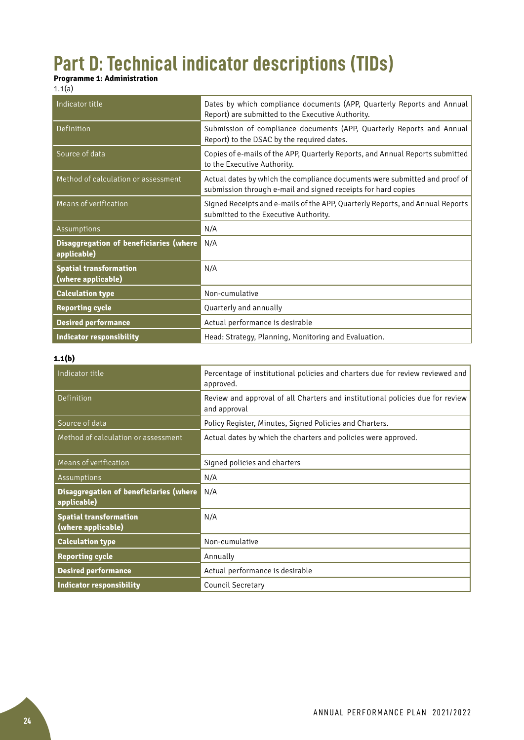# Part D: Technical indicator descriptions (TIDs)

**Programme 1: Administration**

1.1(a)

| Indicator title | Dates by which compliance documents (APP, Quarterly Reports and Annual Report) are submitted to the Executive Authority. |
|---|---|
| Definition | Submission of compliance documents (APP, Quarterly Reports and Annual Report) to the DSAC by the required dates. |
| Source of data | Copies of e-mails of the APP, Quarterly Reports, and Annual Reports submitted to the Executive Authority. |
| Method of calculation or assessment | Actual dates by which the compliance documents were submitted and proof of submission through e-mail and signed receipts for hard copies |
| Means of verification | Signed Receipts and e-mails of the APP, Quarterly Reports, and Annual Reports submitted to the Executive Authority. |
| Assumptions | N/A |
| **Disaggregation of beneficiaries (where applicable)** | N/A |
| **Spatial transformation (where applicable)** | N/A |
| **Calculation type** | Non-cumulative |
| **Reporting cycle** | Quarterly and annually |
| **Desired performance** | Actual performance is desirable |
| **Indicator responsibility** | Head: Strategy, Planning, Monitoring and Evaluation. |

**1.1(b)**

| Indicator title | Percentage of institutional policies and charters due for review reviewed and approved. |
|---|---|
| Definition | Review and approval of all Charters and institutional policies due for review and approval |
| Source of data | Policy Register, Minutes, Signed Policies and Charters. |
| Method of calculation or assessment | Actual dates by which the charters and policies were approved. |
| Means of verification | Signed policies and charters |
| Assumptions | N/A |
| **Disaggregation of beneficiaries (where applicable)** | N/A |
| **Spatial transformation (where applicable)** | N/A |
| **Calculation type** | Non-cumulative |
| **Reporting cycle** | Annually |
| **Desired performance** | Actual performance is desirable |
| **Indicator responsibility** | Council Secretary |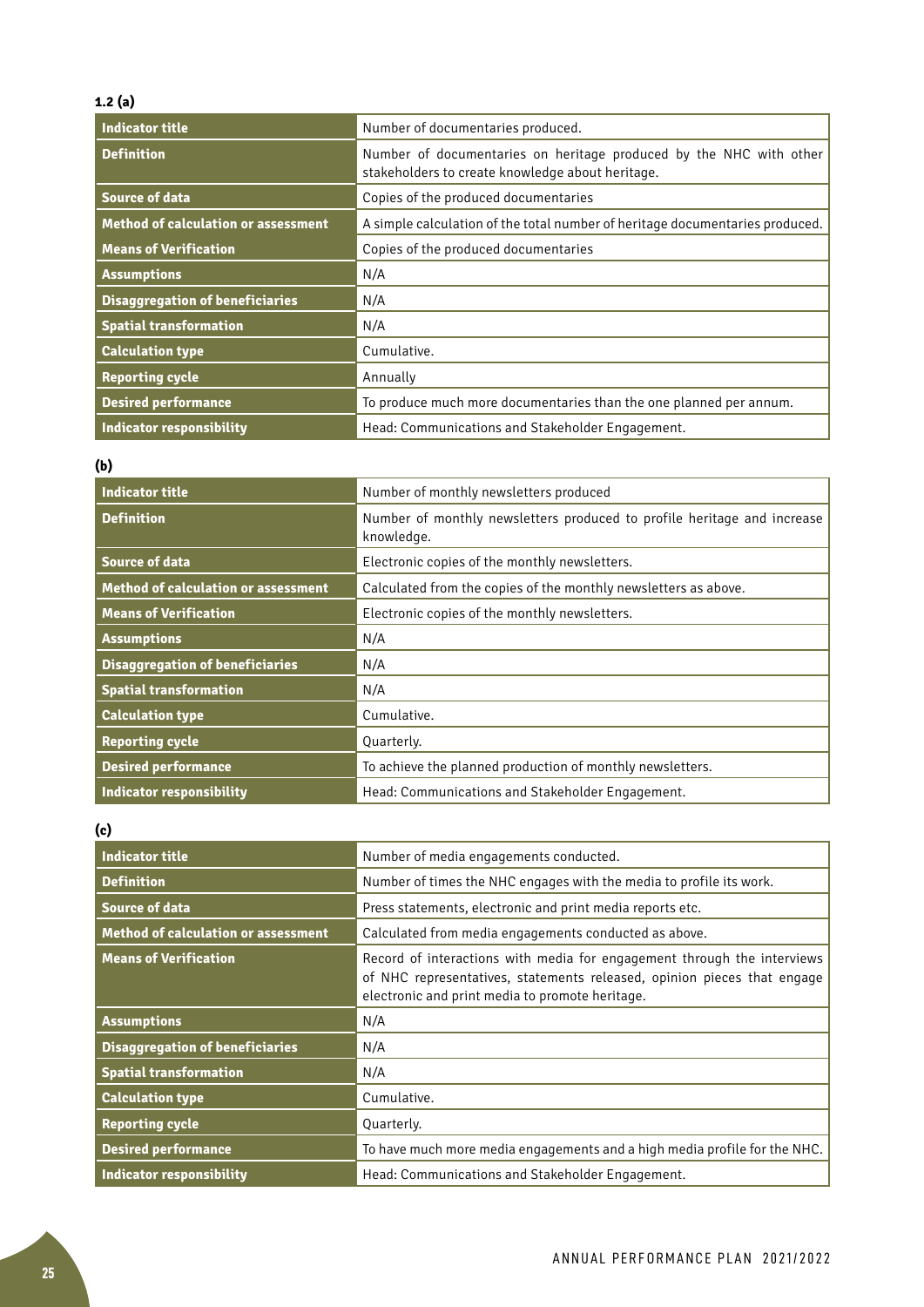**1.2 (a)**

| Indicator title | Number of documentaries produced. |
|---|---|
| Definition | Number of documentaries on heritage produced by the NHC with other stakeholders to create knowledge about heritage. |
| Source of data | Copies of the produced documentaries |
| Method of calculation or assessment | A simple calculation of the total number of heritage documentaries produced. |
| Means of Verification | Copies of the produced documentaries |
| Assumptions | N/A |
| Disaggregation of beneficiaries | N/A |
| Spatial transformation | N/A |
| Calculation type | Cumulative. |
| Reporting cycle | Annually |
| Desired performance | To produce much more documentaries than the one planned per annum. |
| Indicator responsibility | Head: Communications and Stakeholder Engagement. |

**(b)**

| Indicator title | Number of monthly newsletters produced |
|---|---|
| Definition | Number of monthly newsletters produced to profile heritage and increase knowledge. |
| Source of data | Electronic copies of the monthly newsletters. |
| Method of calculation or assessment | Calculated from the copies of the monthly newsletters as above. |
| Means of Verification | Electronic copies of the monthly newsletters. |
| Assumptions | N/A |
| Disaggregation of beneficiaries | N/A |
| Spatial transformation | N/A |
| Calculation type | Cumulative. |
| Reporting cycle | Quarterly. |
| Desired performance | To achieve the planned production of monthly newsletters. |
| Indicator responsibility | Head: Communications and Stakeholder Engagement. |

**(c)**

| Indicator title | Number of media engagements conducted. |
|---|---|
| Definition | Number of times the NHC engages with the media to profile its work. |
| Source of data | Press statements, electronic and print media reports etc. |
| Method of calculation or assessment | Calculated from media engagements conducted as above. |
| Means of Verification | Record of interactions with media for engagement through the interviews of NHC representatives, statements released, opinion pieces that engage electronic and print media to promote heritage. |
| Assumptions | N/A |
| Disaggregation of beneficiaries | N/A |
| Spatial transformation | N/A |
| Calculation type | Cumulative. |
| Reporting cycle | Quarterly. |
| Desired performance | To have much more media engagements and a high media profile for the NHC. |
| Indicator responsibility | Head: Communications and Stakeholder Engagement. |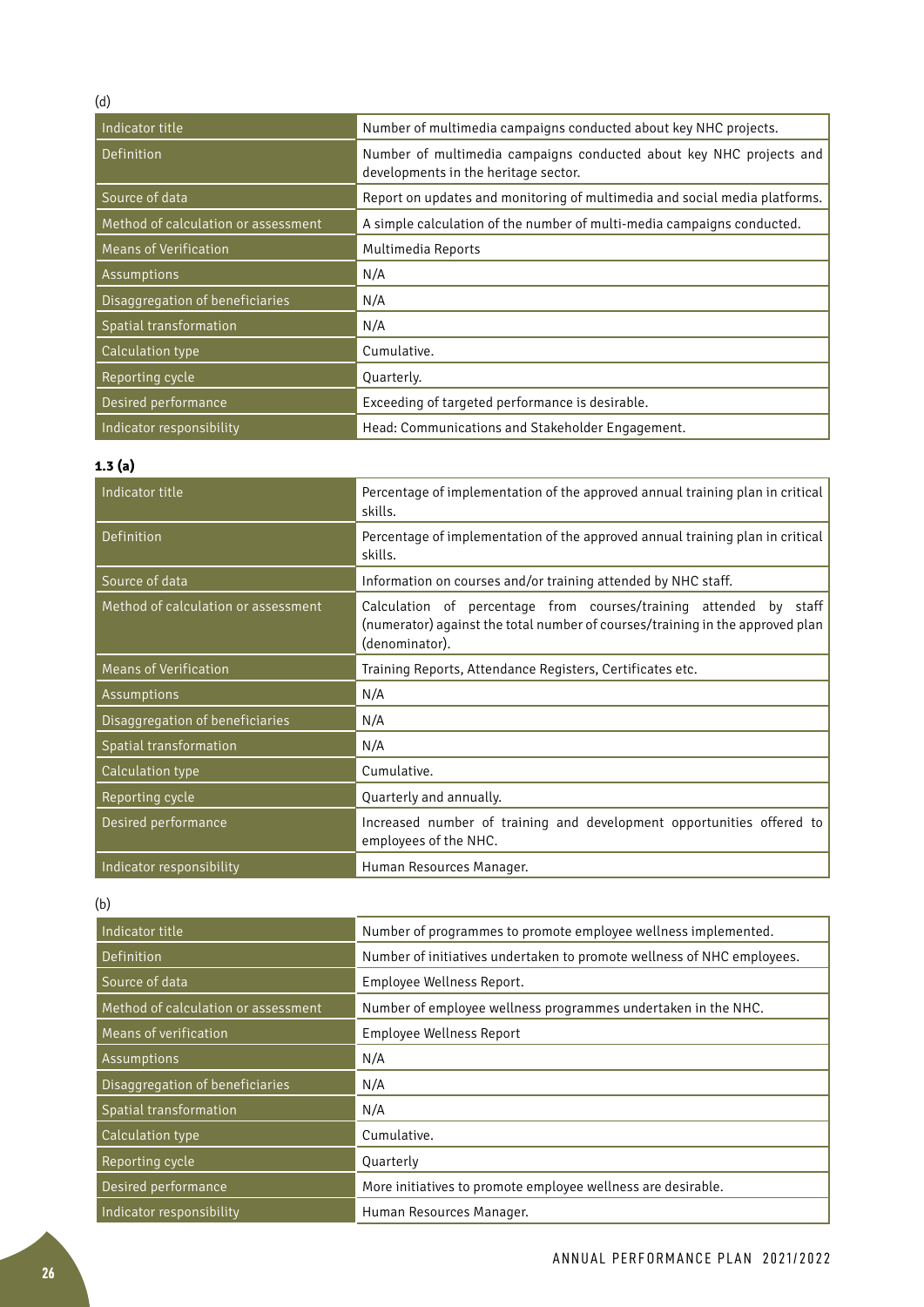(d)

| Indicator title | Number of multimedia campaigns conducted about key NHC projects. |
|---|---|
| Definition | Number of multimedia campaigns conducted about key NHC projects and developments in the heritage sector. |
| Source of data | Report on updates and monitoring of multimedia and social media platforms. |
| Method of calculation or assessment | A simple calculation of the number of multi-media campaigns conducted. |
| Means of Verification | Multimedia Reports |
| Assumptions | N/A |
| Disaggregation of beneficiaries | N/A |
| Spatial transformation | N/A |
| Calculation type | Cumulative. |
| Reporting cycle | Quarterly. |
| Desired performance | Exceeding of targeted performance is desirable. |
| Indicator responsibility | Head: Communications and Stakeholder Engagement. |

**1.3 (a)**

| Indicator title | Percentage of implementation of the approved annual training plan in critical skills. |
|---|---|
| Definition | Percentage of implementation of the approved annual training plan in critical skills. |
| Source of data | Information on courses and/or training attended by NHC staff. |
| Method of calculation or assessment | Calculation of percentage from courses/training attended by staff (numerator) against the total number of courses/training in the approved plan (denominator). |
| Means of Verification | Training Reports, Attendance Registers, Certificates etc. |
| Assumptions | N/A |
| Disaggregation of beneficiaries | N/A |
| Spatial transformation | N/A |
| Calculation type | Cumulative. |
| Reporting cycle | Quarterly and annually. |
| Desired performance | Increased number of training and development opportunities offered to employees of the NHC. |
| Indicator responsibility | Human Resources Manager. |

(b)

| Indicator title | Number of programmes to promote employee wellness implemented. |
|---|---|
| Definition | Number of initiatives undertaken to promote wellness of NHC employees. |
| Source of data | Employee Wellness Report. |
| Method of calculation or assessment | Number of employee wellness programmes undertaken in the NHC. |
| Means of verification | Employee Wellness Report |
| Assumptions | N/A |
| Disaggregation of beneficiaries | N/A |
| Spatial transformation | N/A |
| Calculation type | Cumulative. |
| Reporting cycle | Quarterly |
| Desired performance | More initiatives to promote employee wellness are desirable. |
| Indicator responsibility | Human Resources Manager. |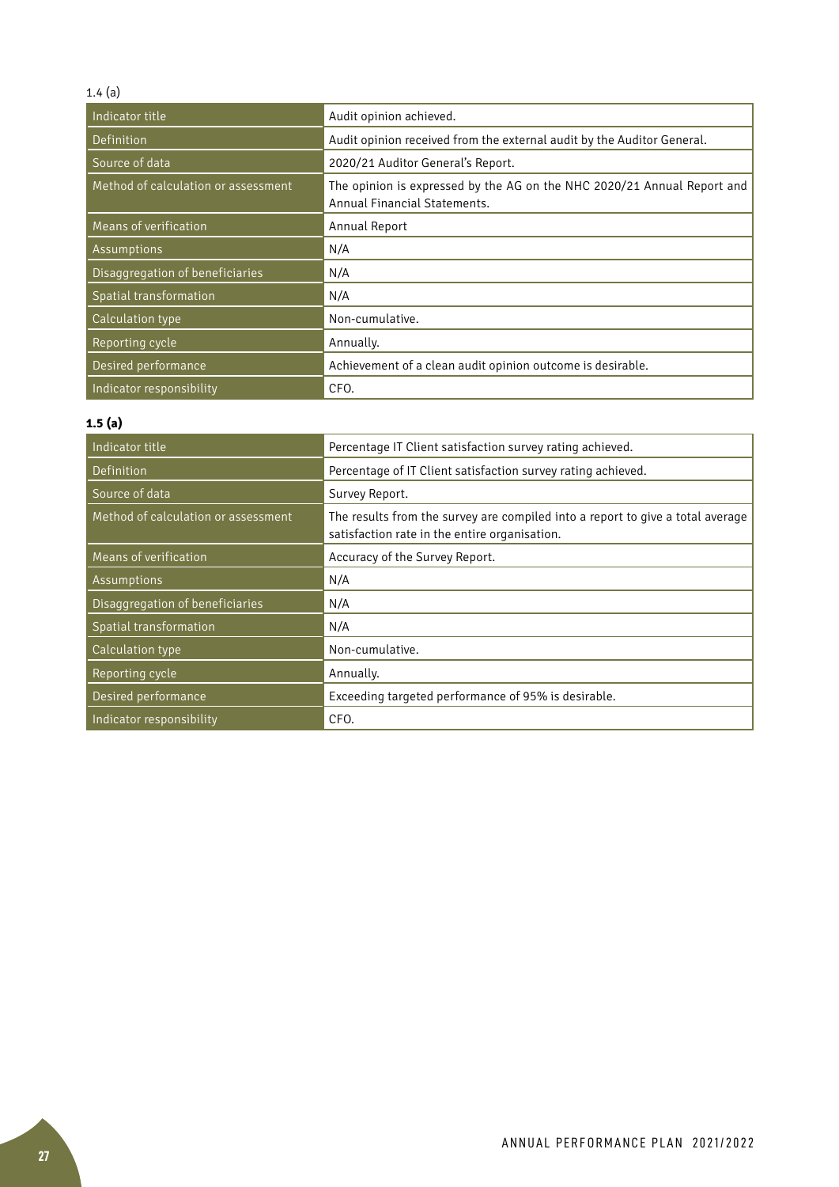1.4 (a)

| Indicator title | Audit opinion achieved. |
|---|---|
| Definition | Audit opinion received from the external audit by the Auditor General. |
| Source of data | 2020/21 Auditor General's Report. |
| Method of calculation or assessment | The opinion is expressed by the AG on the NHC 2020/21 Annual Report and Annual Financial Statements. |
| Means of verification | Annual Report |
| Assumptions | N/A |
| Disaggregation of beneficiaries | N/A |
| Spatial transformation | N/A |
| Calculation type | Non-cumulative. |
| Reporting cycle | Annually. |
| Desired performance | Achievement of a clean audit opinion outcome is desirable. |
| Indicator responsibility | CFO. |

**1.5 (a)**

| Indicator title | Percentage IT Client satisfaction survey rating achieved. |
|---|---|
| Definition | Percentage of IT Client satisfaction survey rating achieved. |
| Source of data | Survey Report. |
| Method of calculation or assessment | The results from the survey are compiled into a report to give a total average satisfaction rate in the entire organisation. |
| Means of verification | Accuracy of the Survey Report. |
| Assumptions | N/A |
| Disaggregation of beneficiaries | N/A |
| Spatial transformation | N/A |
| Calculation type | Non-cumulative. |
| Reporting cycle | Annually. |
| Desired performance | Exceeding targeted performance of 95% is desirable. |
| Indicator responsibility | CFO. |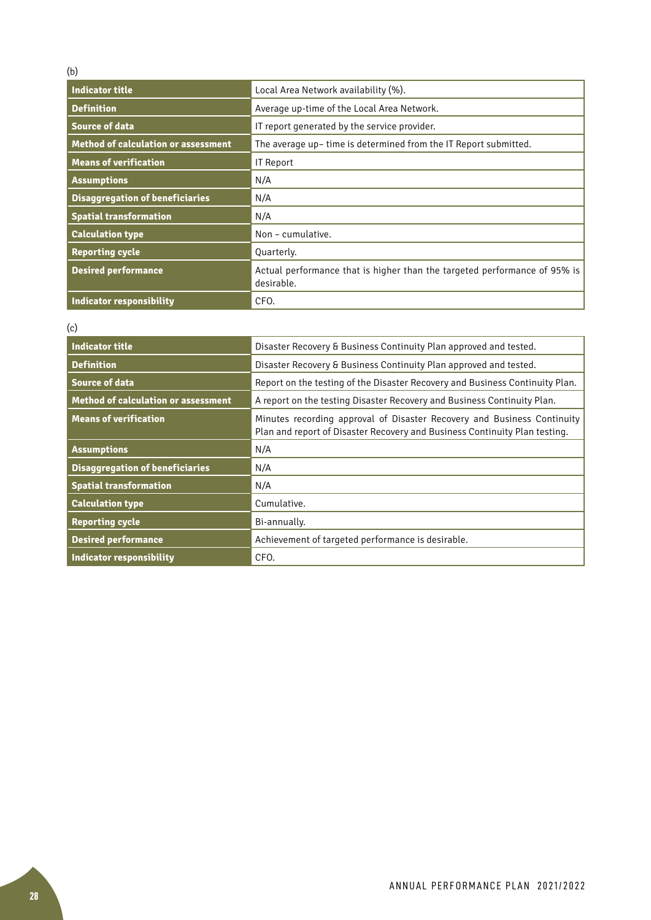(b)

| Indicator title | Local Area Network availability (%). |
| --- | --- |
| Definition | Average up-time of the Local Area Network. |
| Source of data | IT report generated by the service provider. |
| Method of calculation or assessment | The average up– time is determined from the IT Report submitted. |
| Means of verification | IT Report |
| Assumptions | N/A |
| Disaggregation of beneficiaries | N/A |
| Spatial transformation | N/A |
| Calculation type | Non – cumulative. |
| Reporting cycle | Quarterly. |
| Desired performance | Actual performance that is higher than the targeted performance of 95% is desirable. |
| Indicator responsibility | CFO. |

(c)

| Indicator title | Disaster Recovery & Business Continuity Plan approved and tested. |
| --- | --- |
| Definition | Disaster Recovery & Business Continuity Plan approved and tested. |
| Source of data | Report on the testing of the Disaster Recovery and Business Continuity Plan. |
| Method of calculation or assessment | A report on the testing Disaster Recovery and Business Continuity Plan. |
| Means of verification | Minutes recording approval of Disaster Recovery and Business Continuity Plan and report of Disaster Recovery and Business Continuity Plan testing. |
| Assumptions | N/A |
| Disaggregation of beneficiaries | N/A |
| Spatial transformation | N/A |
| Calculation type | Cumulative. |
| Reporting cycle | Bi-annually. |
| Desired performance | Achievement of targeted performance is desirable. |
| Indicator responsibility | CFO. |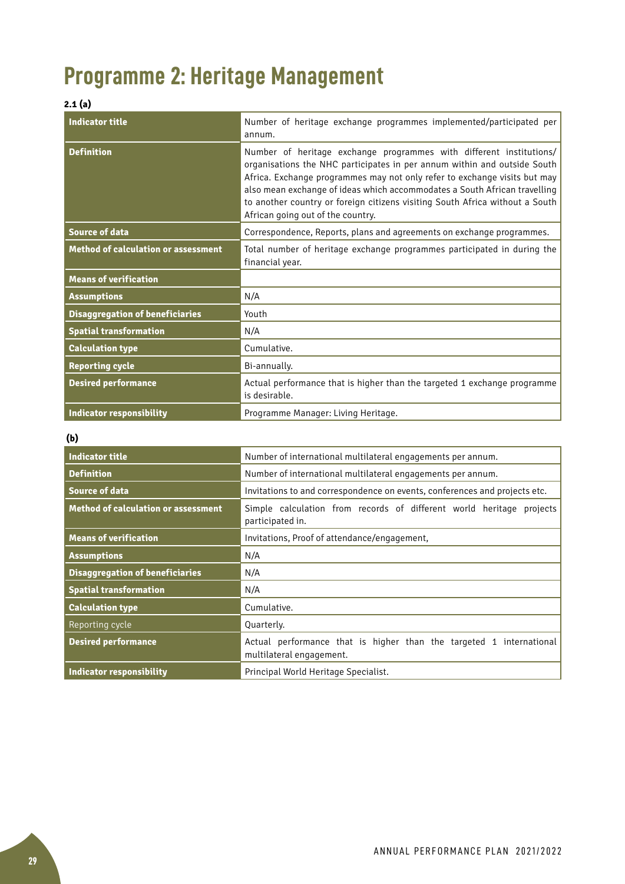# Programme 2: Heritage Management

**2.1 (a)**

| Indicator title | Number of heritage exchange programmes implemented/participated per annum. |
|---|---|
| **Definition** | Number of heritage exchange programmes with different institutions/ organisations the NHC participates in per annum within and outside South Africa. Exchange programmes may not only refer to exchange visits but may also mean exchange of ideas which accommodates a South African travelling to another country or foreign citizens visiting South Africa without a South African going out of the country. |
| **Source of data** | Correspondence, Reports, plans and agreements on exchange programmes. |
| **Method of calculation or assessment** | Total number of heritage exchange programmes participated in during the financial year. |
| **Means of verification** | |
| **Assumptions** | N/A |
| **Disaggregation of beneficiaries** | Youth |
| **Spatial transformation** | N/A |
| **Calculation type** | Cumulative. |
| **Reporting cycle** | Bi-annually. |
| **Desired performance** | Actual performance that is higher than the targeted 1 exchange programme is desirable. |
| **Indicator responsibility** | Programme Manager: Living Heritage. |

**(b)**

| Indicator title | Number of international multilateral engagements per annum. |
|---|---|
| **Definition** | Number of international multilateral engagements per annum. |
| **Source of data** | Invitations to and correspondence on events, conferences and projects etc. |
| **Method of calculation or assessment** | Simple calculation from records of different world heritage projects participated in. |
| **Means of verification** | Invitations, Proof of attendance/engagement, |
| **Assumptions** | N/A |
| **Disaggregation of beneficiaries** | N/A |
| **Spatial transformation** | N/A |
| **Calculation type** | Cumulative. |
| Reporting cycle | Quarterly. |
| **Desired performance** | Actual performance that is higher than the targeted 1 international multilateral engagement. |
| **Indicator responsibility** | Principal World Heritage Specialist. |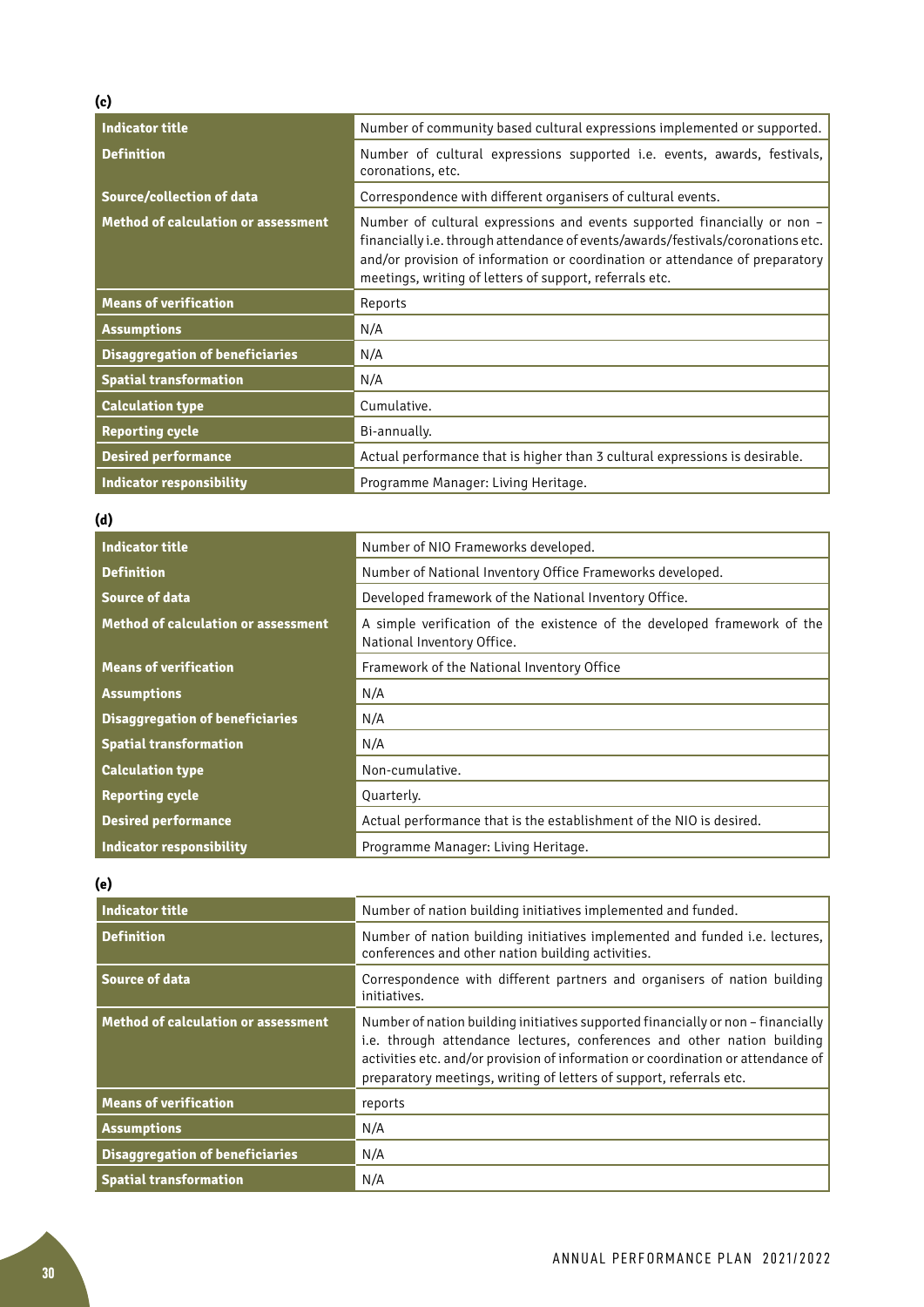**(c)**

| Indicator title | Number of community based cultural expressions implemented or supported. |
|---|---|
| Definition | Number of cultural expressions supported i.e. events, awards, festivals, coronations, etc. |
| Source/collection of data | Correspondence with different organisers of cultural events. |
| Method of calculation or assessment | Number of cultural expressions and events supported financially or non – financially i.e. through attendance of events/awards/festivals/coronations etc. and/or provision of information or coordination or attendance of preparatory meetings, writing of letters of support, referrals etc. |
| Means of verification | Reports |
| Assumptions | N/A |
| Disaggregation of beneficiaries | N/A |
| Spatial transformation | N/A |
| Calculation type | Cumulative. |
| Reporting cycle | Bi-annually. |
| Desired performance | Actual performance that is higher than 3 cultural expressions is desirable. |
| Indicator responsibility | Programme Manager: Living Heritage. |

**(d)**

| Indicator title | Number of NIO Frameworks developed. |
|---|---|
| Definition | Number of National Inventory Office Frameworks developed. |
| Source of data | Developed framework of the National Inventory Office. |
| Method of calculation or assessment | A simple verification of the existence of the developed framework of the National Inventory Office. |
| Means of verification | Framework of the National Inventory Office |
| Assumptions | N/A |
| Disaggregation of beneficiaries | N/A |
| Spatial transformation | N/A |
| Calculation type | Non-cumulative. |
| Reporting cycle | Quarterly. |
| Desired performance | Actual performance that is the establishment of the NIO is desired. |
| Indicator responsibility | Programme Manager: Living Heritage. |

**(e)**

| Indicator title | Number of nation building initiatives implemented and funded. |
|---|---|
| Definition | Number of nation building initiatives implemented and funded i.e. lectures, conferences and other nation building activities. |
| Source of data | Correspondence with different partners and organisers of nation building initiatives. |
| Method of calculation or assessment | Number of nation building initiatives supported financially or non – financially i.e. through attendance lectures, conferences and other nation building activities etc. and/or provision of information or coordination or attendance of preparatory meetings, writing of letters of support, referrals etc. |
| Means of verification | reports |
| Assumptions | N/A |
| Disaggregation of beneficiaries | N/A |
| Spatial transformation | N/A |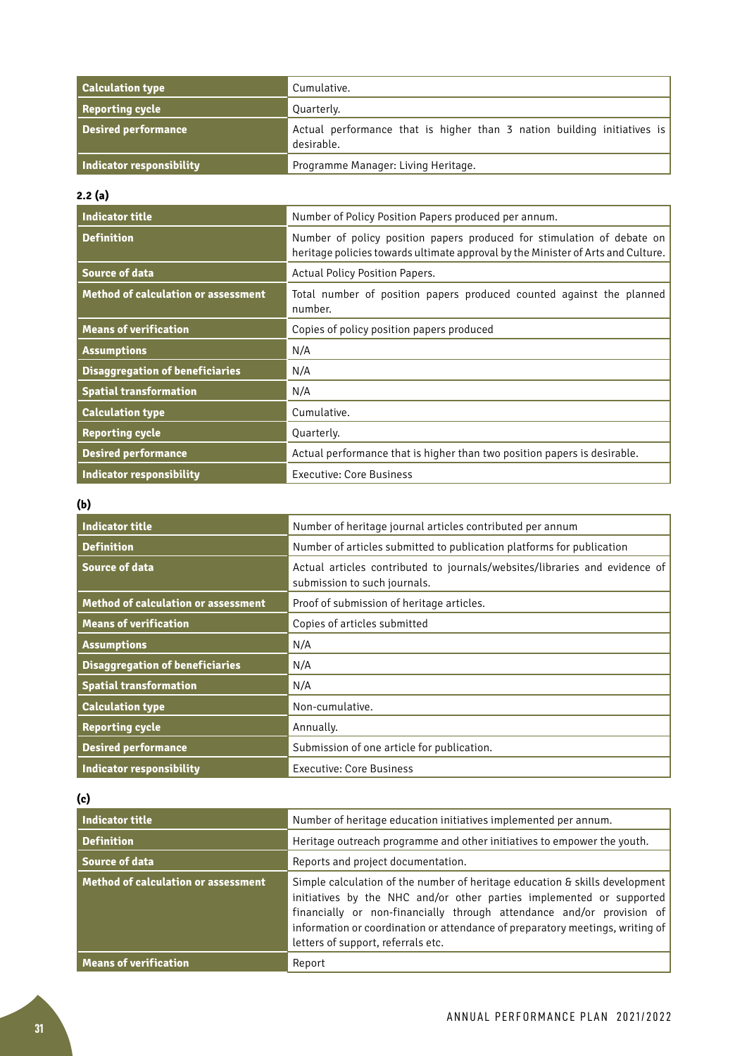| | |
|---|---|
| **Calculation type** | Cumulative. |
| **Reporting cycle** | Quarterly. |
| **Desired performance** | Actual performance that is higher than 3 nation building initiatives is desirable. |
| **Indicator responsibility** | Programme Manager: Living Heritage. |

**2.2 (a)**

| | |
|---|---|
| **Indicator title** | Number of Policy Position Papers produced per annum. |
| **Definition** | Number of policy position papers produced for stimulation of debate on heritage policies towards ultimate approval by the Minister of Arts and Culture. |
| **Source of data** | Actual Policy Position Papers. |
| **Method of calculation or assessment** | Total number of position papers produced counted against the planned number. |
| **Means of verification** | Copies of policy position papers produced |
| **Assumptions** | N/A |
| **Disaggregation of beneficiaries** | N/A |
| **Spatial transformation** | N/A |
| **Calculation type** | Cumulative. |
| **Reporting cycle** | Quarterly. |
| **Desired performance** | Actual performance that is higher than two position papers is desirable. |
| **Indicator responsibility** | Executive: Core Business |

**(b)**

| | |
|---|---|
| **Indicator title** | Number of heritage journal articles contributed per annum |
| **Definition** | Number of articles submitted to publication platforms for publication |
| **Source of data** | Actual articles contributed to journals/websites/libraries and evidence of submission to such journals. |
| **Method of calculation or assessment** | Proof of submission of heritage articles. |
| **Means of verification** | Copies of articles submitted |
| **Assumptions** | N/A |
| **Disaggregation of beneficiaries** | N/A |
| **Spatial transformation** | N/A |
| **Calculation type** | Non-cumulative. |
| **Reporting cycle** | Annually. |
| **Desired performance** | Submission of one article for publication. |
| **Indicator responsibility** | Executive: Core Business |

**(c)**

| | |
|---|---|
| **Indicator title** | Number of heritage education initiatives implemented per annum. |
| **Definition** | Heritage outreach programme and other initiatives to empower the youth. |
| **Source of data** | Reports and project documentation. |
| **Method of calculation or assessment** | Simple calculation of the number of heritage education & skills development initiatives by the NHC and/or other parties implemented or supported financially or non-financially through attendance and/or provision of information or coordination or attendance of preparatory meetings, writing of letters of support, referrals etc. |
| **Means of verification** | Report |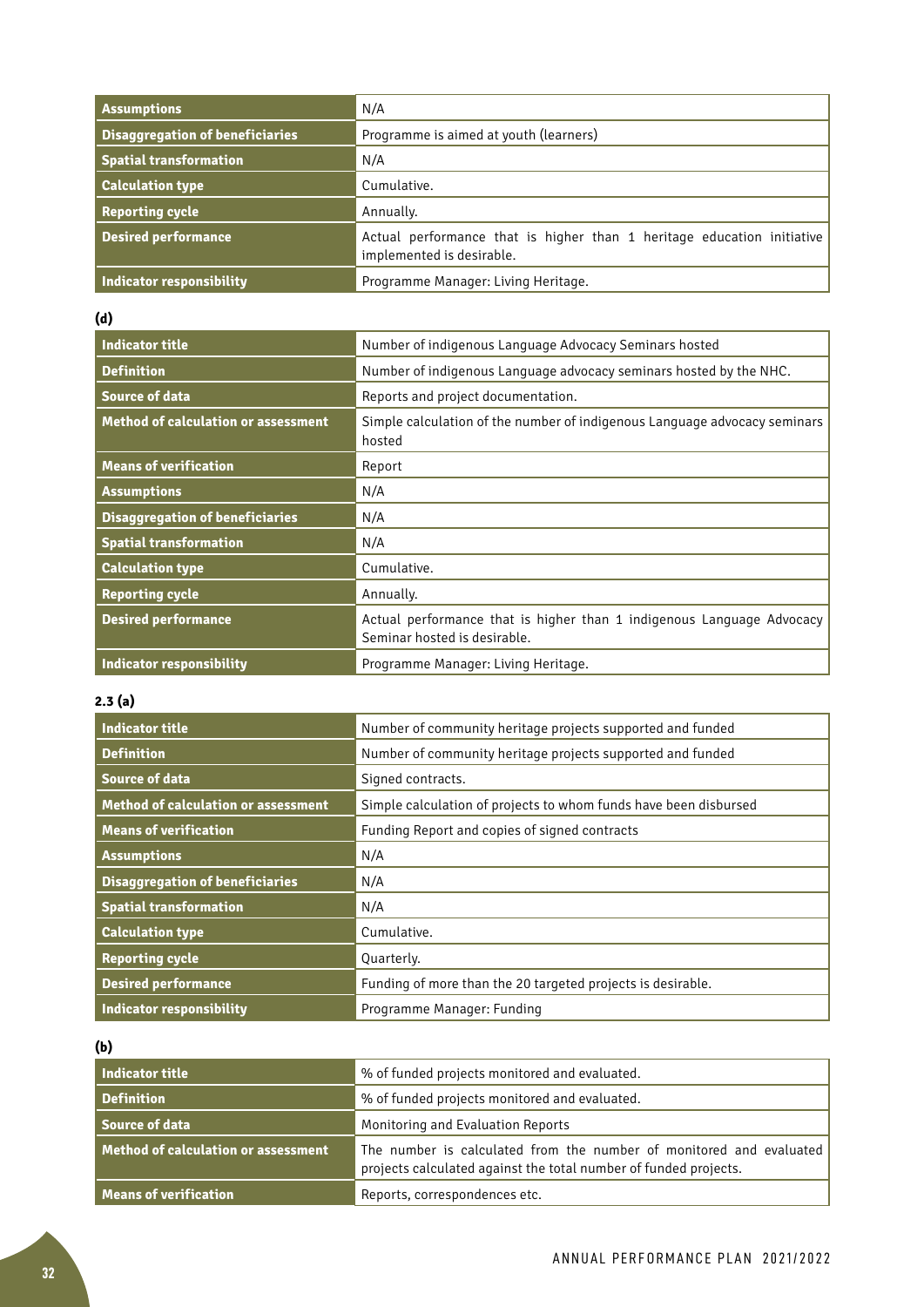| | |
|---|---|
| **Assumptions** | N/A |
| **Disaggregation of beneficiaries** | Programme is aimed at youth (learners) |
| **Spatial transformation** | N/A |
| **Calculation type** | Cumulative. |
| **Reporting cycle** | Annually. |
| **Desired performance** | Actual performance that is higher than 1 heritage education initiative implemented is desirable. |
| **Indicator responsibility** | Programme Manager: Living Heritage. |

**(d)**

| | |
|---|---|
| **Indicator title** | Number of indigenous Language Advocacy Seminars hosted |
| **Definition** | Number of indigenous Language advocacy seminars hosted by the NHC. |
| **Source of data** | Reports and project documentation. |
| **Method of calculation or assessment** | Simple calculation of the number of indigenous Language advocacy seminars hosted |
| **Means of verification** | Report |
| **Assumptions** | N/A |
| **Disaggregation of beneficiaries** | N/A |
| **Spatial transformation** | N/A |
| **Calculation type** | Cumulative. |
| **Reporting cycle** | Annually. |
| **Desired performance** | Actual performance that is higher than 1 indigenous Language Advocacy Seminar hosted is desirable. |
| **Indicator responsibility** | Programme Manager: Living Heritage. |

**2.3 (a)**

| | |
|---|---|
| **Indicator title** | Number of community heritage projects supported and funded |
| **Definition** | Number of community heritage projects supported and funded |
| **Source of data** | Signed contracts. |
| **Method of calculation or assessment** | Simple calculation of projects to whom funds have been disbursed |
| **Means of verification** | Funding Report and copies of signed contracts |
| **Assumptions** | N/A |
| **Disaggregation of beneficiaries** | N/A |
| **Spatial transformation** | N/A |
| **Calculation type** | Cumulative. |
| **Reporting cycle** | Quarterly. |
| **Desired performance** | Funding of more than the 20 targeted projects is desirable. |
| **Indicator responsibility** | Programme Manager: Funding |

**(b)**

| | |
|---|---|
| **Indicator title** | % of funded projects monitored and evaluated. |
| **Definition** | % of funded projects monitored and evaluated. |
| **Source of data** | Monitoring and Evaluation Reports |
| **Method of calculation or assessment** | The number is calculated from the number of monitored and evaluated projects calculated against the total number of funded projects. |
| **Means of verification** | Reports, correspondences etc. |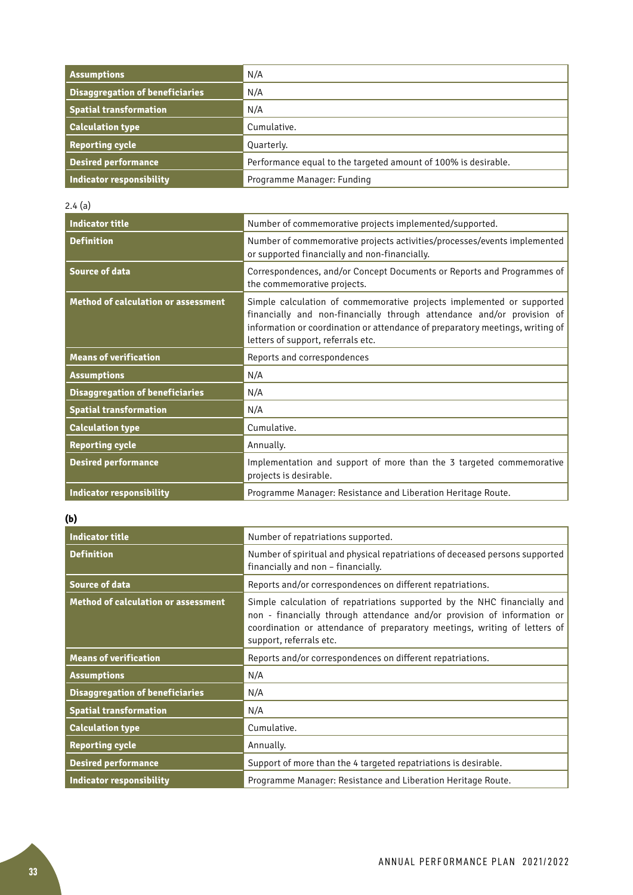| | |
|---|---|
| **Assumptions** | N/A |
| **Disaggregation of beneficiaries** | N/A |
| **Spatial transformation** | N/A |
| **Calculation type** | Cumulative. |
| **Reporting cycle** | Quarterly. |
| **Desired performance** | Performance equal to the targeted amount of 100% is desirable. |
| **Indicator responsibility** | Programme Manager: Funding |

2.4 (a)

| | |
|---|---|
| **Indicator title** | Number of commemorative projects implemented/supported. |
| **Definition** | Number of commemorative projects activities/processes/events implemented or supported financially and non-financially. |
| **Source of data** | Correspondences, and/or Concept Documents or Reports and Programmes of the commemorative projects. |
| **Method of calculation or assessment** | Simple calculation of commemorative projects implemented or supported financially and non-financially through attendance and/or provision of information or coordination or attendance of preparatory meetings, writing of letters of support, referrals etc. |
| **Means of verification** | Reports and correspondences |
| **Assumptions** | N/A |
| **Disaggregation of beneficiaries** | N/A |
| **Spatial transformation** | N/A |
| **Calculation type** | Cumulative. |
| **Reporting cycle** | Annually. |
| **Desired performance** | Implementation and support of more than the 3 targeted commemorative projects is desirable. |
| **Indicator responsibility** | Programme Manager: Resistance and Liberation Heritage Route. |

**(b)**

| | |
|---|---|
| **Indicator title** | Number of repatriations supported. |
| **Definition** | Number of spiritual and physical repatriations of deceased persons supported financially and non – financially. |
| **Source of data** | Reports and/or correspondences on different repatriations. |
| **Method of calculation or assessment** | Simple calculation of repatriations supported by the NHC financially and non - financially through attendance and/or provision of information or coordination or attendance of preparatory meetings, writing of letters of support, referrals etc. |
| **Means of verification** | Reports and/or correspondences on different repatriations. |
| **Assumptions** | N/A |
| **Disaggregation of beneficiaries** | N/A |
| **Spatial transformation** | N/A |
| **Calculation type** | Cumulative. |
| **Reporting cycle** | Annually. |
| **Desired performance** | Support of more than the 4 targeted repatriations is desirable. |
| **Indicator responsibility** | Programme Manager: Resistance and Liberation Heritage Route. |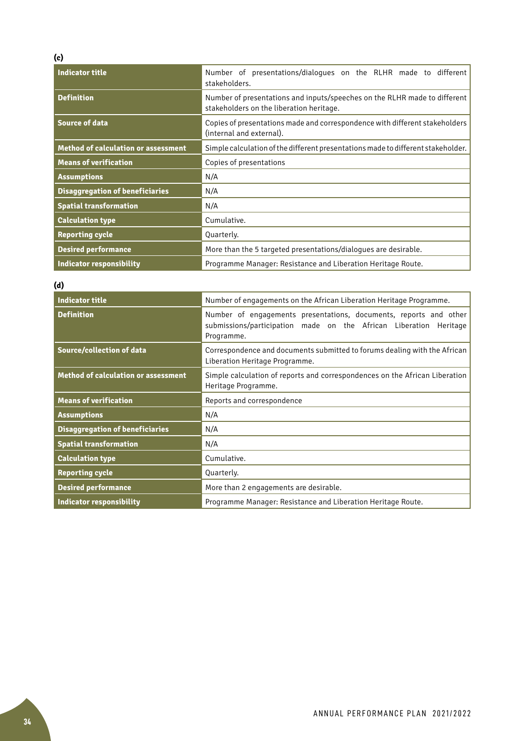**(c)**

| Indicator title | Number of presentations/dialogues on the RLHR made to different stakeholders. |
|---|---|
| Definition | Number of presentations and inputs/speeches on the RLHR made to different stakeholders on the liberation heritage. |
| Source of data | Copies of presentations made and correspondence with different stakeholders (internal and external). |
| Method of calculation or assessment | Simple calculation of the different presentations made to different stakeholder. |
| Means of verification | Copies of presentations |
| Assumptions | N/A |
| Disaggregation of beneficiaries | N/A |
| Spatial transformation | N/A |
| Calculation type | Cumulative. |
| Reporting cycle | Quarterly. |
| Desired performance | More than the 5 targeted presentations/dialogues are desirable. |
| Indicator responsibility | Programme Manager: Resistance and Liberation Heritage Route. |

**(d)**

| Indicator title | Number of engagements on the African Liberation Heritage Programme. |
|---|---|
| Definition | Number of engagements presentations, documents, reports and other submissions/participation made on the African Liberation Heritage Programme. |
| Source/collection of data | Correspondence and documents submitted to forums dealing with the African Liberation Heritage Programme. |
| Method of calculation or assessment | Simple calculation of reports and correspondences on the African Liberation Heritage Programme. |
| Means of verification | Reports and correspondence |
| Assumptions | N/A |
| Disaggregation of beneficiaries | N/A |
| Spatial transformation | N/A |
| Calculation type | Cumulative. |
| Reporting cycle | Quarterly. |
| Desired performance | More than 2 engagements are desirable. |
| Indicator responsibility | Programme Manager: Resistance and Liberation Heritage Route. |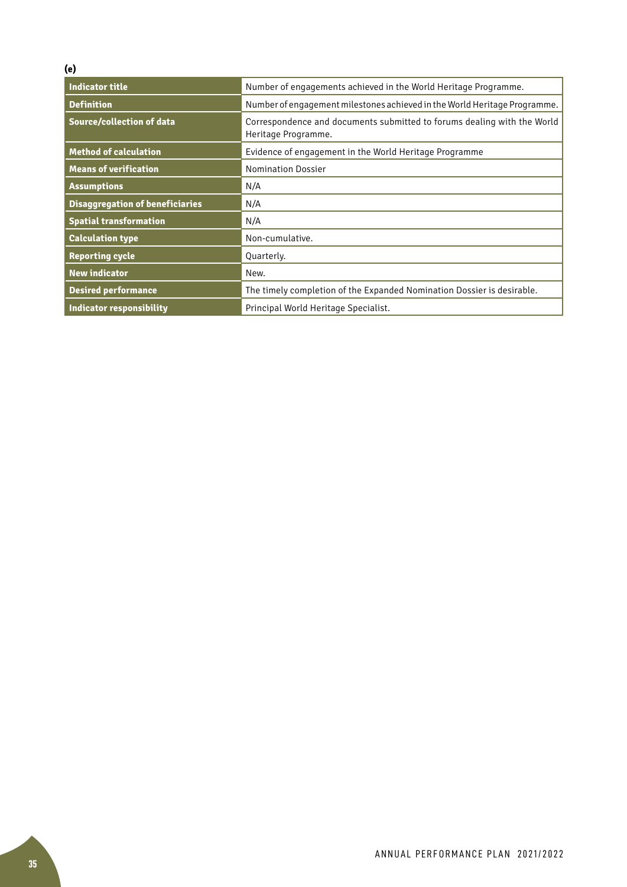**(e)**

| Indicator title | Number of engagements achieved in the World Heritage Programme. |
|---|---|
| Definition | Number of engagement milestones achieved in the World Heritage Programme. |
| Source/collection of data | Correspondence and documents submitted to forums dealing with the World Heritage Programme. |
| Method of calculation | Evidence of engagement in the World Heritage Programme |
| Means of verification | Nomination Dossier |
| Assumptions | N/A |
| Disaggregation of beneficiaries | N/A |
| Spatial transformation | N/A |
| Calculation type | Non-cumulative. |
| Reporting cycle | Quarterly. |
| New indicator | New. |
| Desired performance | The timely completion of the Expanded Nomination Dossier is desirable. |
| Indicator responsibility | Principal World Heritage Specialist. |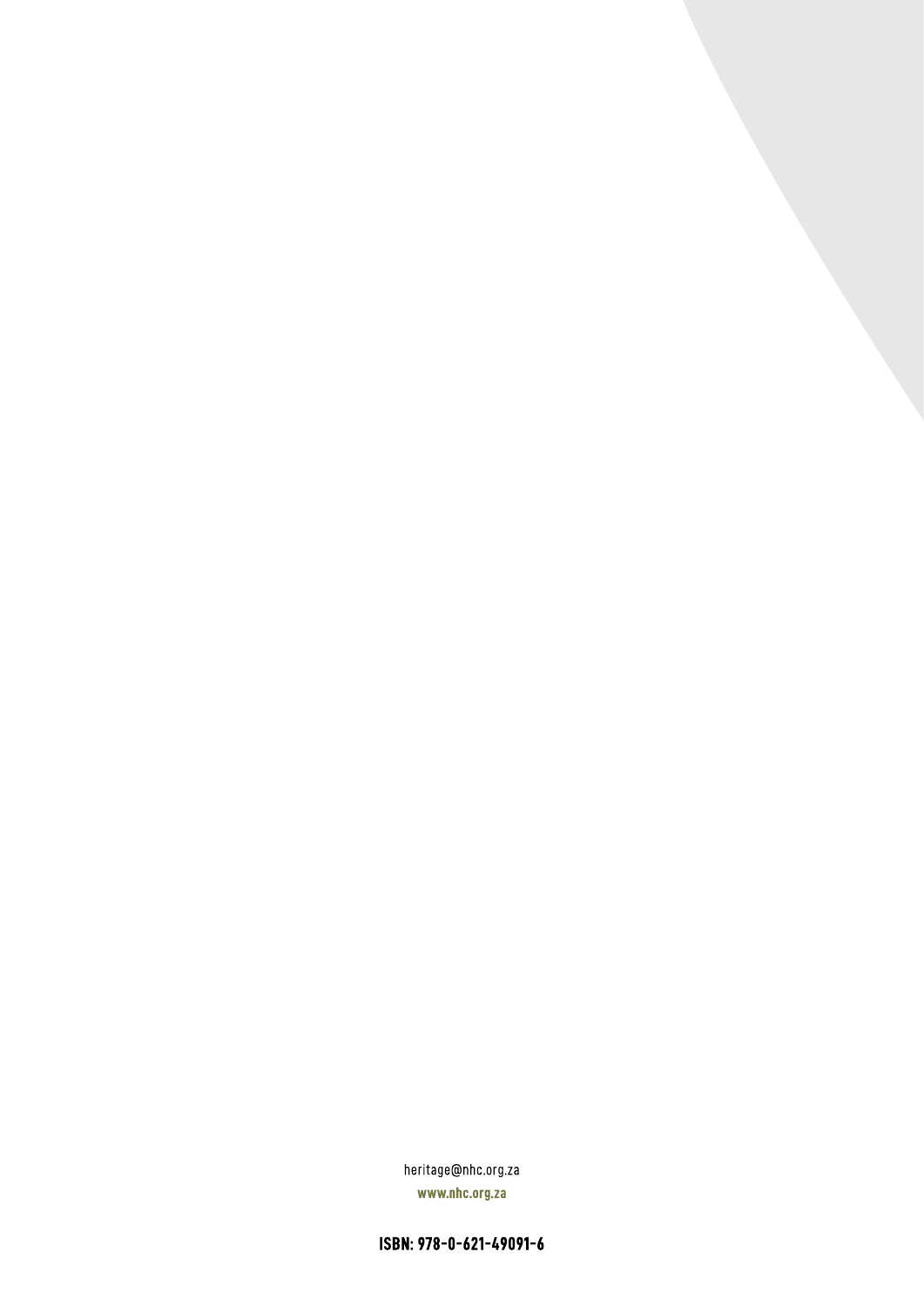heritage@nhc.org.za

**www.nhc.org.za**

**ISBN: 978-0-621-49091-6**